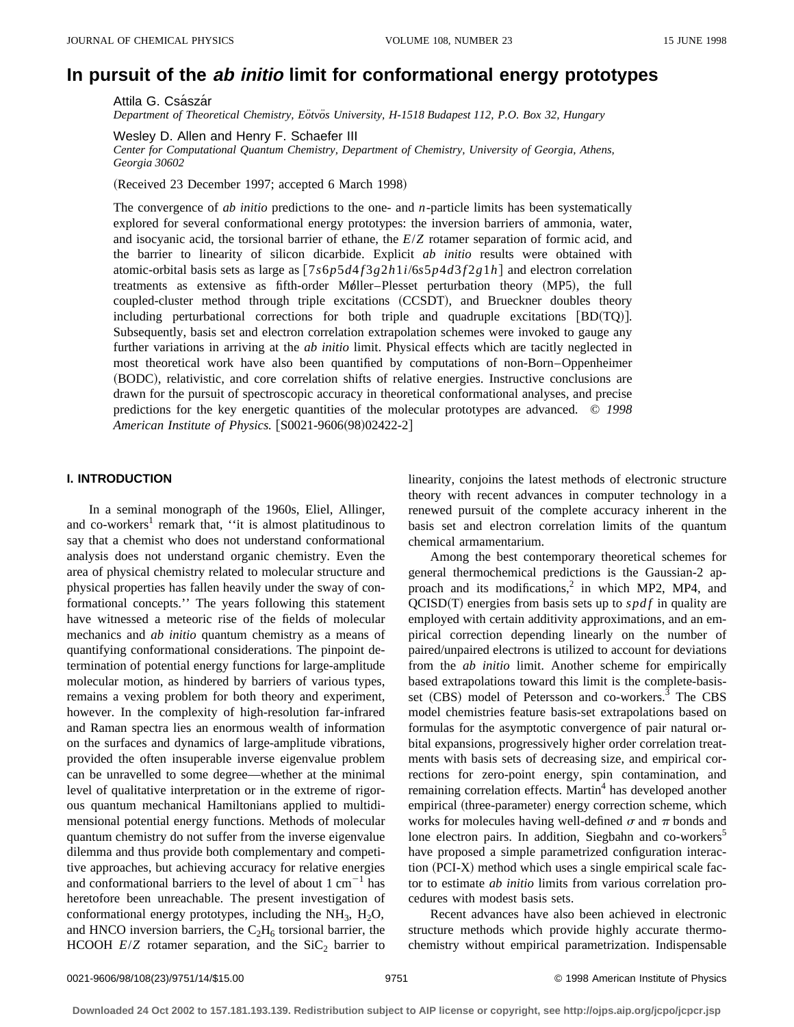# In pursuit of the *ab initio* limit for conformational energy prototypes

Attila G. Császár
*Department of Theoretical Chemistry, Eötvös University, H-1518 Budapest 112, P.O. Box 32, Hungary*

Wesley D. Allen and Henry F. Schaefer III
*Center for Computational Quantum Chemistry, Department of Chemistry, University of Georgia, Athens, Georgia 30602*

(Received 23 December 1997; accepted 6 March 1998)

The convergence of *ab initio* predictions to the one- and *n*-particle limits has been systematically explored for several conformational energy prototypes: the inversion barriers of ammonia, water, and isocyanic acid, the torsional barrier of ethane, the *E*/*Z* rotamer separation of formic acid, and the barrier to linearity of silicon dicarbide. Explicit *ab initio* results were obtained with atomic-orbital basis sets as large as [7*s*6*p*5*d*4*f*3*g*2*h*1*i*/6*s*5*p*4*d*3*f*2*g*1*h*] and electron correlation treatments as extensive as fifth-order Møller–Plesset perturbation theory (MP5), the full coupled-cluster method through triple excitations (CCSDT), and Brueckner doubles theory including perturbational corrections for both triple and quadruple excitations [BD(TQ)]. Subsequently, basis set and electron correlation extrapolation schemes were invoked to gauge any further variations in arriving at the *ab initio* limit. Physical effects which are tacitly neglected in most theoretical work have also been quantified by computations of non-Born–Oppenheimer (BODC), relativistic, and core correlation shifts of relative energies. Instructive conclusions are drawn for the pursuit of spectroscopic accuracy in theoretical conformational analyses, and precise predictions for the key energetic quantities of the molecular prototypes are advanced. © *1998 American Institute of Physics.* [S0021-9606(98)02422-2]

## I. INTRODUCTION

In a seminal monograph of the 1960s, Eliel, Allinger, and co-workers[1] remark that, "it is almost platitudinous to say that a chemist who does not understand conformational analysis does not understand organic chemistry. Even the area of physical chemistry related to molecular structure and physical properties has fallen heavily under the sway of conformational concepts." The years following this statement have witnessed a meteoric rise of the fields of molecular mechanics and *ab initio* quantum chemistry as a means of quantifying conformational considerations. The pinpoint determination of potential energy functions for large-amplitude molecular motion, as hindered by barriers of various types, remains a vexing problem for both theory and experiment, however. In the complexity of high-resolution far-infrared and Raman spectra lies an enormous wealth of information on the surfaces and dynamics of large-amplitude vibrations, provided the often insuperable inverse eigenvalue problem can be unravelled to some degree—whether at the minimal level of qualitative interpretation or in the extreme of rigorous quantum mechanical Hamiltonians applied to multidimensional potential energy functions. Methods of molecular quantum chemistry do not suffer from the inverse eigenvalue dilemma and thus provide both complementary and competitive approaches, but achieving accuracy for relative energies and conformational barriers to the level of about 1 $cm^{-1}$ has heretofore been unreachable. The present investigation of conformational energy prototypes, including the $NH_3$, $H_2O$, and HNCO inversion barriers, the $C_2H_6$ torsional barrier, the HCOOH *E*/*Z* rotamer separation, and the $SiC_2$ barrier to linearity, conjoins the latest methods of electronic structure theory with recent advances in computer technology in a renewed pursuit of the complete accuracy inherent in the basis set and electron correlation limits of the quantum chemical armamentarium.

Among the best contemporary theoretical schemes for general thermochemical predictions is the Gaussian-2 approach and its modifications,[2] in which MP2, MP4, and QCISD(T) energies from basis sets up to *spdf* in quality are employed with certain additivity approximations, and an empirical correction depending linearly on the number of paired/unpaired electrons is utilized to account for deviations from the *ab initio* limit. Another scheme for empirically based extrapolations toward this limit is the complete-basis-set (CBS) model of Petersson and co-workers.[3] The CBS model chemistries feature basis-set extrapolations based on formulas for the asymptotic convergence of pair natural orbital expansions, progressively higher order correlation treatments with basis sets of decreasing size, and empirical corrections for zero-point energy, spin contamination, and remaining correlation effects. Martin[4] has developed another empirical (three-parameter) energy correction scheme, which works for molecules having well-defined $\sigma$ and $\pi$ bonds and lone electron pairs. In addition, Siegbahn and co-workers[5] have proposed a simple parametrized configuration interaction (PCI-X) method which uses a single empirical scale factor to estimate *ab initio* limits from various correlation procedures with modest basis sets.

Recent advances have also been achieved in electronic structure methods which provide highly accurate thermochemistry without empirical parametrization. Indispensable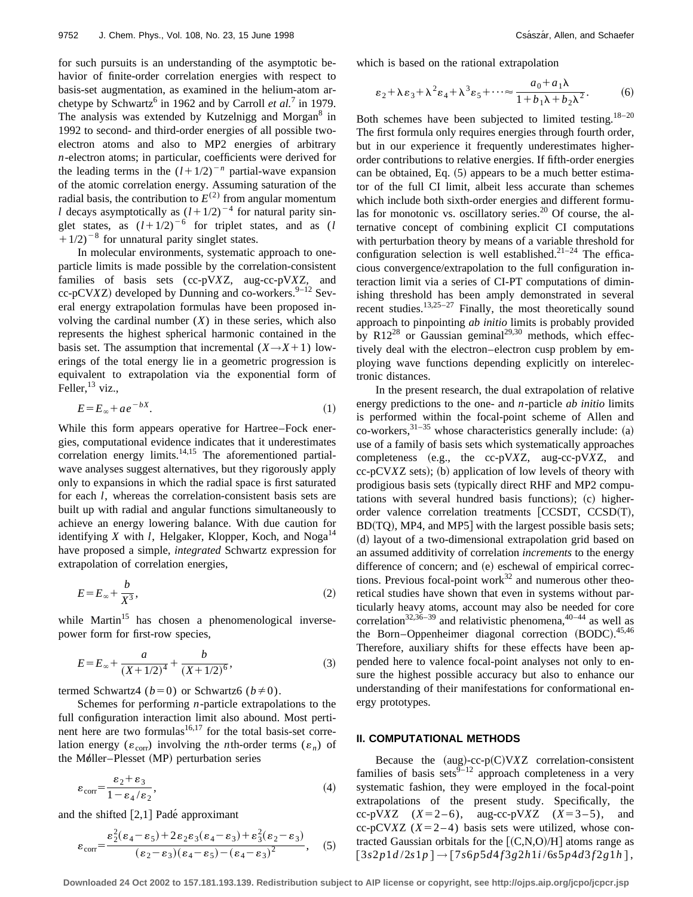for such pursuits is an understanding of the asymptotic behavior of finite-order correlation energies with respect to basis-set augmentation, as examined in the helium-atom archetype by Schwartz[6] in 1962 and by Carroll *et al.*[7] in 1979. The analysis was extended by Kutzelnigg and Morgan[8] in 1992 to second- and third-order energies of all possible two-electron atoms and also to MP2 energies of arbitrary $n$-electron atoms; in particular, coefficients were derived for the leading terms in the $(l+1/2)^{-n}$ partial-wave expansion of the atomic correlation energy. Assuming saturation of the radial basis, the contribution to $E^{(2)}$ from angular momentum $l$ decays asymptotically as $(l+1/2)^{-4}$ for natural parity singlet states, as $(l+1/2)^{-6}$ for triplet states, and as $(l+1/2)^{-8}$ for unnatural parity singlet states.

In molecular environments, systematic approach to one-particle limits is made possible by the correlation-consistent families of basis sets (cc-pV$X$Z, aug-cc-pV$X$Z, and cc-pCV$X$Z) developed by Dunning and co-workers.[9–12] Several energy extrapolation formulas have been proposed involving the cardinal number ($X$) in these series, which also represents the highest spherical harmonic contained in the basis set. The assumption that incremental ($X \rightarrow X+1$) lowerings of the total energy lie in a geometric progression is equivalent to extrapolation via the exponential form of Feller,[13] viz.,

$$E = E_\infty + a e^{-bX}. \tag{1}$$

While this form appears operative for Hartree–Fock energies, computational evidence indicates that it underestimates correlation energy limits.[14,15] The aforementioned partial-wave analyses suggest alternatives, but they rigorously apply only to expansions in which the radial space is first saturated for each $l$, whereas the correlation-consistent basis sets are built up with radial and angular functions simultaneously to achieve an energy lowering balance. With due caution for identifying $X$ with $l$, Helgaker, Klopper, Koch, and Noga[14] have proposed a simple, *integrated* Schwartz expression for extrapolation of correlation energies,

$$E = E_\infty + \frac{b}{X^3}, \tag{2}$$

while Martin[15] has chosen a phenomenological inverse-power form for first-row species,

$$E = E_\infty + \frac{a}{(X+1/2)^4} + \frac{b}{(X+1/2)^6}, \tag{3}$$

termed Schwartz4 ($b=0$) or Schwartz6 ($b \neq 0$).

Schemes for performing $n$-particle extrapolations to the full configuration interaction limit also abound. Most pertinent here are two formulas[16,17] for the total basis-set correlation energy ($\varepsilon_{\text{corr}}$) involving the $n$th-order terms ($\varepsilon_n$) of the Møller–Plesset (MP) perturbation series

$$\varepsilon_{\text{corr}} = \frac{\varepsilon_2 + \varepsilon_3}{1 - \varepsilon_4/\varepsilon_2}, \tag{4}$$

and the shifted [2,1] Padé approximant

$$\varepsilon_{\text{corr}} = \frac{\varepsilon_2^2(\varepsilon_4 - \varepsilon_5) + 2\varepsilon_2\varepsilon_3(\varepsilon_4 - \varepsilon_3) + \varepsilon_3^2(\varepsilon_2 - \varepsilon_3)}{(\varepsilon_2 - \varepsilon_3)(\varepsilon_4 - \varepsilon_5) - (\varepsilon_4 - \varepsilon_3)^2}, \tag{5}$$

which is based on the rational extrapolation

$$\varepsilon_2 + \lambda\varepsilon_3 + \lambda^2\varepsilon_4 + \lambda^3\varepsilon_5 + \cdots \approx \frac{a_0 + a_1\lambda}{1 + b_1\lambda + b_2\lambda^2}. \tag{6}$$

Both schemes have been subjected to limited testing.[18–20] The first formula only requires energies through fourth order, but in our experience it frequently underestimates higher-order contributions to relative energies. If fifth-order energies can be obtained, Eq. (5) appears to be a much better estimator of the full CI limit, albeit less accurate than schemes which include both sixth-order energies and different formulas for monotonic vs. oscillatory series.[20] Of course, the alternative concept of combining explicit CI computations with perturbation theory by means of a variable threshold for configuration selection is well established.[21–24] The efficacious convergence/extrapolation to the full configuration interaction limit via a series of CI-PT computations of diminishing threshold has been amply demonstrated in several recent studies.[13,25–27] Finally, the most theoretically sound approach to pinpointing *ab initio* limits is probably provided by R12[28] or Gaussian geminal[29,30] methods, which effectively deal with the electron–electron cusp problem by employing wave functions depending explicitly on interelectronic distances.

In the present research, the dual extrapolation of relative energy predictions to the one- and $n$-particle *ab initio* limits is performed within the focal-point scheme of Allen and co-workers,[31–35] whose characteristics generally include: (a) use of a family of basis sets which systematically approaches completeness (e.g., the cc-pV$X$Z, aug-cc-pV$X$Z, and cc-pCV$X$Z sets); (b) application of low levels of theory with prodigious basis sets (typically direct RHF and MP2 computations with several hundred basis functions); (c) higher-order valence correlation treatments [CCSDT, CCSD(T), BD(TQ), MP4, and MP5] with the largest possible basis sets; (d) layout of a two-dimensional extrapolation grid based on an assumed additivity of correlation *increments* to the energy difference of concern; and (e) eschewal of empirical corrections. Previous focal-point work[32] and numerous other theoretical studies have shown that even in systems without particularly heavy atoms, account may also be needed for core correlation[32,36–39] and relativistic phenomena,[40–44] as well as the Born–Oppenheimer diagonal correction (BODC).[45,46] Therefore, auxiliary shifts for these effects have been appended here to valence focal-point analyses not only to ensure the highest possible accuracy but also to enhance our understanding of their manifestations for conformational energy prototypes.

## II. COMPUTATIONAL METHODS

Because the (aug)-cc-p(C)V$X$Z correlation-consistent families of basis sets[9–12] approach completeness in a very systematic fashion, they were employed in the focal-point extrapolations of the present study. Specifically, the cc-pV$X$Z ($X=2$–$6$), aug-cc-pV$X$Z ($X=3$–$5$), and cc-pCV$X$Z ($X=2$–$4$) basis sets were utilized, whose contracted Gaussian orbitals for the [(C,N,O)/H] atoms range as $[3s2p1d/2s1p] \rightarrow [7s6p5d4f3g2h1i/6s5p4d3f2g1h]$,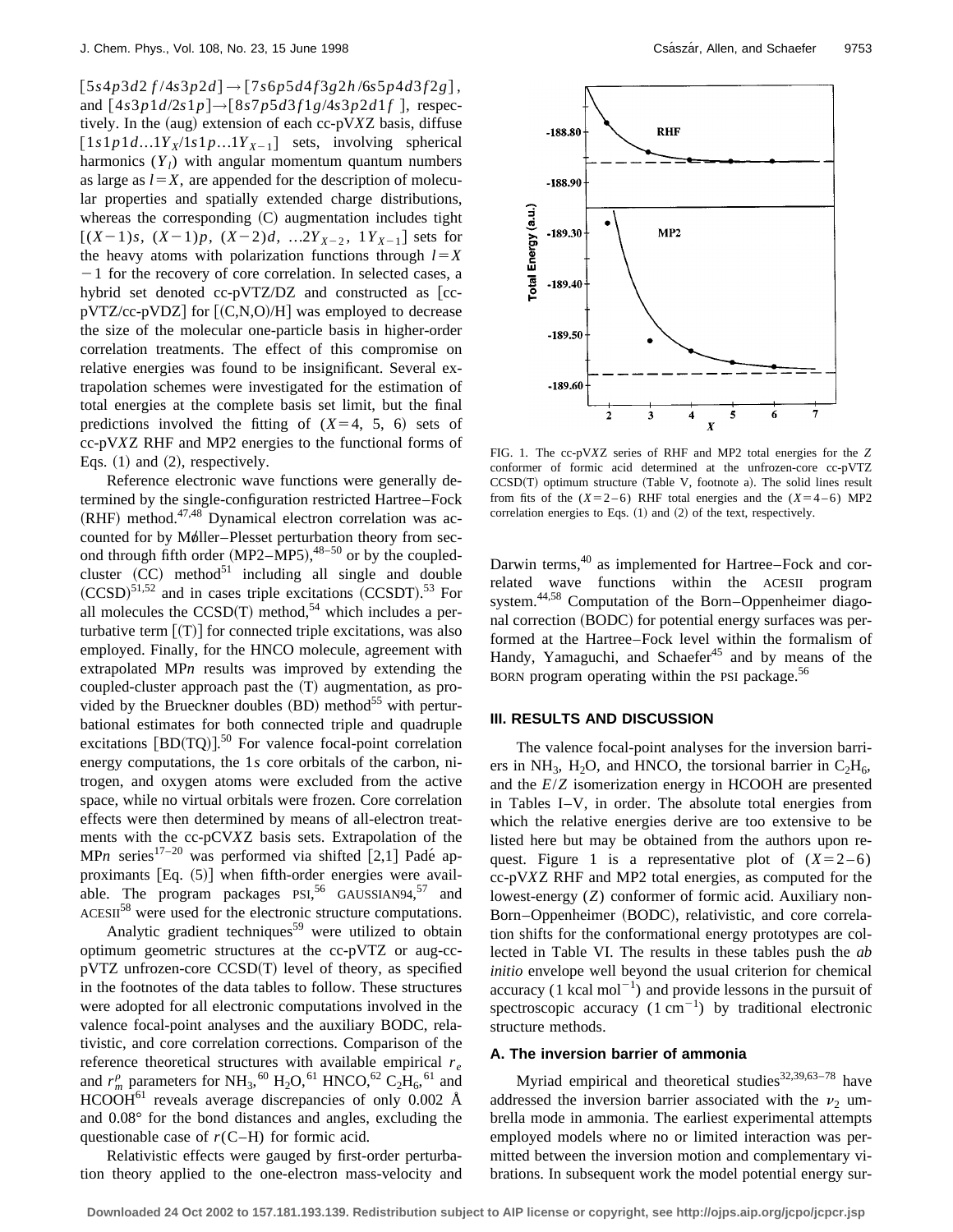$[5s4p3d2f/4s3p2d] \rightarrow [7s6p5d4f3g2h/6s5p4d3f2g]$, and $[4s3p1d/2s1p] \rightarrow [8s7p5d3f1g/4s3p2d1f]$, respectively. In the (aug) extension of each cc-pV$X$Z basis, diffuse $[1s1p1d...1Y_X/1s1p...1Y_{X-1}]$ sets, involving spherical harmonics ($Y_l$) with angular momentum quantum numbers as large as $l=X$, are appended for the description of molecular properties and spatially extended charge distributions, whereas the corresponding (C) augmentation includes tight $[(X-1)s, (X-1)p, (X-2)d, ...2Y_{X-2}, 1Y_{X-1}]$ sets for the heavy atoms with polarization functions through $l=X-1$ for the recovery of core correlation. In selected cases, a hybrid set denoted cc-pVTZ/DZ and constructed as [cc-pVTZ/cc-pVDZ] for [(C,N,O)/H] was employed to decrease the size of the molecular one-particle basis in higher-order correlation treatments. The effect of this compromise on relative energies was found to be insignificant. Several extrapolation schemes were investigated for the estimation of total energies at the complete basis set limit, but the final predictions involved the fitting of ($X=4$, 5, 6) sets of cc-pV$X$Z RHF and MP2 energies to the functional forms of Eqs. (1) and (2), respectively.

Reference electronic wave functions were generally determined by the single-configuration restricted Hartree–Fock (RHF) method.[47,48] Dynamical electron correlation was accounted for by Møller–Plesset perturbation theory from second through fifth order (MP2–MP5),[48–50] or by the coupled-cluster (CC) method[51] including all single and double (CCSD)[51,52] and in cases triple excitations (CCSDT).[53] For all molecules the CCSD(T) method,[54] which includes a perturbative term [(T)] for connected triple excitations, was also employed. Finally, for the HNCO molecule, agreement with extrapolated MP$n$ results was improved by extending the coupled-cluster approach past the (T) augmentation, as provided by the Brueckner doubles (BD) method[55] with perturbational estimates for both connected triple and quadruple excitations [BD(TQ)].[50] For valence focal-point correlation energy computations, the 1$s$ core orbitals of the carbon, nitrogen, and oxygen atoms were excluded from the active space, while no virtual orbitals were frozen. Core correlation effects were then determined by means of all-electron treatments with the cc-pCV$X$Z basis sets. Extrapolation of the MP$n$ series[17–20] was performed via shifted [2,1] Padé approximants [Eq. (5)] when fifth-order energies were available. The program packages PSI,[56] GAUSSIAN94,[57] and ACESII[58] were used for the electronic structure computations.

Analytic gradient techniques[59] were utilized to obtain optimum geometric structures at the cc-pVTZ or aug-cc-pVTZ unfrozen-core CCSD(T) level of theory, as specified in the footnotes of the data tables to follow. These structures were adopted for all electronic computations involved in the valence focal-point analyses and the auxiliary BODC, relativistic, and core correlation corrections. Comparison of the reference theoretical structures with available empirical $r_e$ and $r_m^\rho$ parameters for $NH_3$,[60] $H_2O$,[61] HNCO,[62] $C_2H_6$,[61] and HCOOH[61] reveals average discrepancies of only 0.002 Å and 0.08° for the bond distances and angles, excluding the questionable case of $r$(C–H) for formic acid.

Relativistic effects were gauged by first-order perturbation theory applied to the one-electron mass-velocity and Darwin terms,[40] as implemented for Hartree–Fock and correlated wave functions within the ACESII program system.[44,58] Computation of the Born–Oppenheimer diagonal correction (BODC) for potential energy surfaces was performed at the Hartree–Fock level within the formalism of Handy, Yamaguchi, and Schaefer[45] and by means of the BORN program operating within the PSI package.[56]

FIG. 1. The cc-pV$X$Z series of RHF and MP2 total energies for the $Z$ conformer of formic acid determined at the unfrozen-core cc-pVTZ CCSD(T) optimum structure (Table V, footnote a). The solid lines result from fits of the ($X=2$–6) RHF total energies and the ($X=4$–6) MP2 correlation energies to Eqs. (1) and (2) of the text, respectively.

## III. RESULTS AND DISCUSSION

The valence focal-point analyses for the inversion barriers in $NH_3$, $H_2O$, and HNCO, the torsional barrier in $C_2H_6$, and the $E/Z$ isomerization energy in HCOOH are presented in Tables I–V, in order. The absolute total energies from which the relative energies derive are too extensive to be listed here but may be obtained from the authors upon request. Figure 1 is a representative plot of ($X=2$–6) cc-pV$X$Z RHF and MP2 total energies, as computed for the lowest-energy ($Z$) conformer of formic acid. Auxiliary non-Born–Oppenheimer (BODC), relativistic, and core correlation shifts for the conformational energy prototypes are collected in Table VI. The results in these tables push the *ab initio* envelope well beyond the usual criterion for chemical accuracy (1 kcal mol$^{-1}$) and provide lessons in the pursuit of spectroscopic accuracy (1 cm$^{-1}$) by traditional electronic structure methods.

### A. The inversion barrier of ammonia

Myriad empirical and theoretical studies[32,39,63–78] have addressed the inversion barrier associated with the $\nu_2$ umbrella mode in ammonia. The earliest experimental attempts employed models where no or limited interaction was permitted between the inversion motion and complementary vibrations. In subsequent work the model potential energy sur-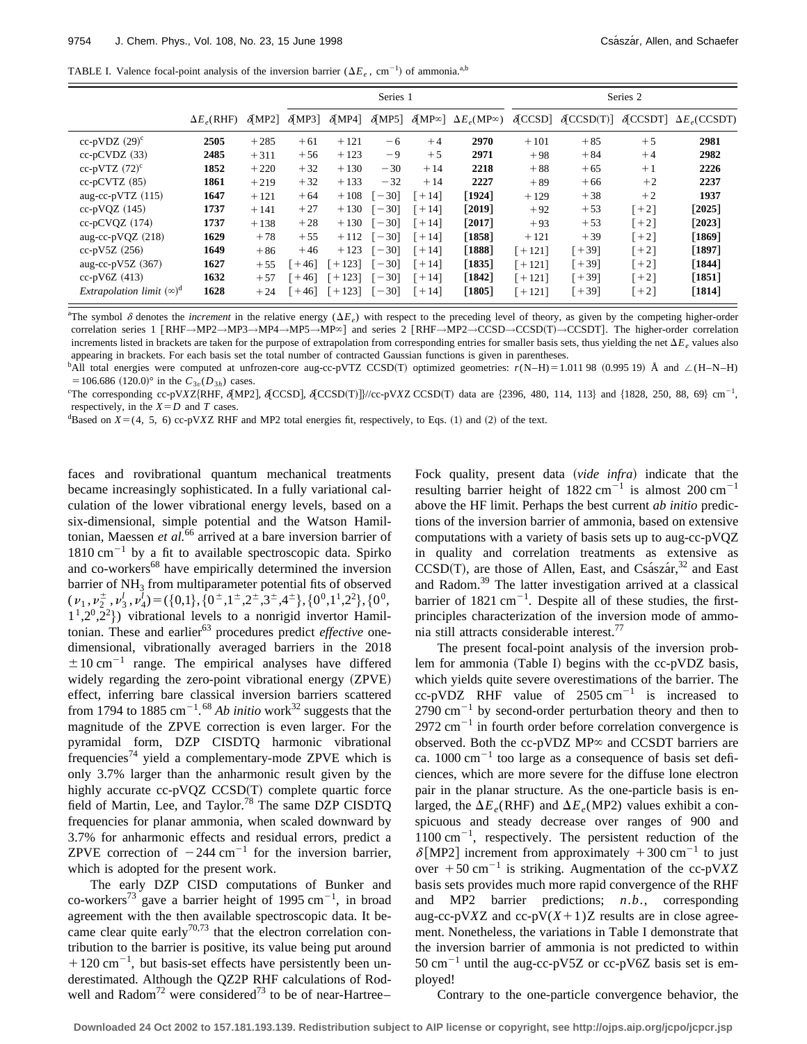TABLE I. Valence focal-point analysis of the inversion barrier ($\Delta E_e$, cm$^{-1}$) of ammonia.[a,b]

| | | | Series 1 | | | | | Series 2 | | | |
|---|---|---|---|---|---|---|---|---|---|---|---|
| | $\Delta E_e$(RHF) | $\delta$[MP2] | $\delta$[MP3] | $\delta$[MP4] | $\delta$[MP5] | $\delta$[MP∞] | $\Delta E_e$(MP∞) | $\delta$[CCSD] | $\delta$[CCSD(T)] | $\delta$[CCSDT] | $\Delta E_e$(CCSDT) |
| cc-pVDZ (29)[c] | **2505** | +285 | +61 | +121 | −6 | +4 | **2970** | +101 | +85 | +5 | **2981** |
| cc-pCVDZ (33) | **2485** | +311 | +56 | +123 | −9 | +5 | **2971** | +98 | +84 | +4 | **2982** |
| cc-pVTZ (72)[c] | **1852** | +220 | +32 | +130 | −30 | +14 | **2218** | +88 | +65 | +1 | **2226** |
| cc-pCVTZ (85) | **1861** | +219 | +32 | +133 | −32 | +14 | **2227** | +89 | +66 | +2 | **2237** |
| aug-cc-pVTZ (115) | **1647** | +121 | +64 | +108 | [−30] | [+14] | **[1924]** | +129 | +38 | +2 | **1937** |
| cc-pVQZ (145) | **1737** | +141 | +27 | +130 | [−30] | [+14] | **[2019]** | +92 | +53 | [+2] | **[2025]** |
| cc-pCVQZ (174) | **1737** | +138 | +28 | +130 | [−30] | [+14] | **[2017]** | +93 | +53 | [+2] | **[2023]** |
| aug-cc-pVQZ (218) | **1629** | +78 | +55 | +112 | [−30] | [+14] | **[1858]** | +121 | +39 | [+2] | **[1869]** |
| cc-pV5Z (256) | **1649** | +86 | +46 | +123 | [−30] | [+14] | **[1888]** | [+121] | [+39] | [+2] | **[1897]** |
| aug-cc-pV5Z (367) | **1627** | +55 | [+46] | [+123] | [−30] | [+14] | **[1835]** | [+121] | [+39] | [+2] | **[1844]** |
| cc-pV6Z (413) | **1632** | +57 | [+46] | [+123] | [−30] | [+14] | **[1842]** | [+121] | [+39] | [+2] | **[1851]** |
| *Extrapolation limit* (∞)[d] | **1628** | +24 | [+46] | [+123] | [−30] | [+14] | **[1805]** | [+121] | [+39] | [+2] | **[1814]** |

[a]The symbol $\delta$ denotes the *increment* in the relative energy ($\Delta E_e$) with respect to the preceding level of theory, as given by the competing higher-order correlation series 1 [RHF→MP2→MP3→MP4→MP5→MP∞] and series 2 [RHF→MP2→CCSD→CCSD(T)→CCSDT]. The higher-order correlation increments listed in brackets are taken for the purpose of extrapolation from corresponding entries for smaller basis sets, thus yielding the net $\Delta E_e$ values also appearing in brackets. For each basis set the total number of contracted Gaussian functions is given in parentheses.

[b]All total energies were computed at unfrozen-core aug-cc-pVTZ CCSD(T) optimized geometries: $r$(N–H) = 1.011 98 (0.995 19) Å and ∠(H–N–H) = 106.686 (120.0)° in the $C_{3v}$ ($D_{3h}$) cases.

[c]The corresponding cc-pV$X$Z{RHF, $\delta$[MP2], $\delta$[CCSD], $\delta$[CCSD(T)]}//cc-pV$X$Z CCSD(T) data are {2396, 480, 114, 113} and {1828, 250, 88, 69} cm$^{-1}$, respectively, in the $X$=D and T cases.

[d]Based on $X$=(4, 5, 6) cc-pV$X$Z RHF and MP2 total energies fit, respectively, to Eqs. (1) and (2) of the text.

faces and rovibrational quantum mechanical treatments became increasingly sophisticated. In a fully variational calculation of the lower vibrational energy levels, based on a six-dimensional, simple potential and the Watson Hamiltonian, Maessen *et al.*[66] arrived at a bare inversion barrier of 1810 cm$^{-1}$ by a fit to available spectroscopic data. Spirko and co-workers[68] have empirically determined the inversion barrier of $NH_3$ from multiparameter potential fits of observed $(\nu_1, \nu_2^{\pm}, \nu_3^{l}, \nu_4^{l}) = (\{0,1\}, \{0^{\pm}, 1^{\pm}, 2^{\pm}, 3^{\pm}, 4^{\pm}\}, \{0^0, 1^1, 2^2\}, \{0^0, 1^1, 2^0, 2^2\})$ vibrational levels to a nonrigid invertor Hamiltonian. These and earlier[63] procedures predict *effective* one-dimensional, vibrationally averaged barriers in the 2018 ±10 cm$^{-1}$ range. The empirical analyses have differed widely regarding the zero-point vibrational energy (ZPVE) effect, inferring bare classical inversion barriers scattered from 1794 to 1885 cm$^{-1}$.[68] *Ab initio* work[32] suggests that the magnitude of the ZPVE correction is even larger. For the pyramidal form, DZP CISDTQ harmonic vibrational frequencies[74] yield a complementary-mode ZPVE which is only 3.7% larger than the anharmonic result given by the highly accurate cc-pVQZ CCSD(T) complete quartic force field of Martin, Lee, and Taylor.[78] The same DZP CISDTQ frequencies for planar ammonia, when scaled downward by 3.7% for anharmonic effects and residual errors, predict a ZPVE correction of −244 cm$^{-1}$ for the inversion barrier, which is adopted for the present work.

The early DZP CISD computations of Bunker and co-workers[73] gave a barrier height of 1995 cm$^{-1}$, in broad agreement with the then available spectroscopic data. It became clear quite early[70,73] that the electron correlation contribution to the barrier is positive, its value being put around +120 cm$^{-1}$, but basis-set effects have persistently been underestimated. Although the QZ2P RHF calculations of Rodwell and Radom[72] were considered[73] to be of near-Hartree–Fock quality, present data (*vide infra*) indicate that the resulting barrier height of 1822 cm$^{-1}$ is almost 200 cm$^{-1}$ above the HF limit. Perhaps the best current *ab initio* predictions of the inversion barrier of ammonia, based on extensive computations with a variety of basis sets up to aug-cc-pVQZ in quality and correlation treatments as extensive as CCSD(T), are those of Allen, East, and Császár,[32] and East and Radom.[39] The latter investigation arrived at a classical barrier of 1821 cm$^{-1}$. Despite all of these studies, the first-principles characterization of the inversion mode of ammonia still attracts considerable interest.[77]

The present focal-point analysis of the inversion problem for ammonia (Table I) begins with the cc-pVDZ basis, which yields quite severe overestimations of the barrier. The cc-pVDZ RHF value of 2505 cm$^{-1}$ is increased to 2790 cm$^{-1}$ by second-order perturbation theory and then to 2972 cm$^{-1}$ in fourth order before correlation convergence is observed. Both the cc-pVDZ MP∞ and CCSDT barriers are ca. 1000 cm$^{-1}$ too large as a consequence of basis set deficiences, which are more severe for the diffuse lone electron pair in the planar structure. As the one-particle basis is enlarged, the $\Delta E_e$(RHF) and $\Delta E_e$(MP2) values exhibit a conspicuous and steady decrease over ranges of 900 and 1100 cm$^{-1}$, respectively. The persistent reduction of the $\delta$[MP2] increment from approximately +300 cm$^{-1}$ to just over +50 cm$^{-1}$ is striking. Augmentation of the cc-pV$X$Z basis sets provides much more rapid convergence of the RHF and MP2 barrier predictions; *n.b.*, corresponding aug-cc-pV$X$Z and cc-pV($X$+1)Z results are in close agreement. Nonetheless, the variations in Table I demonstrate that the inversion barrier of ammonia is not predicted to within 50 cm$^{-1}$ until the aug-cc-pV5Z or cc-pV6Z basis set is employed!

Contrary to the one-particle convergence behavior, the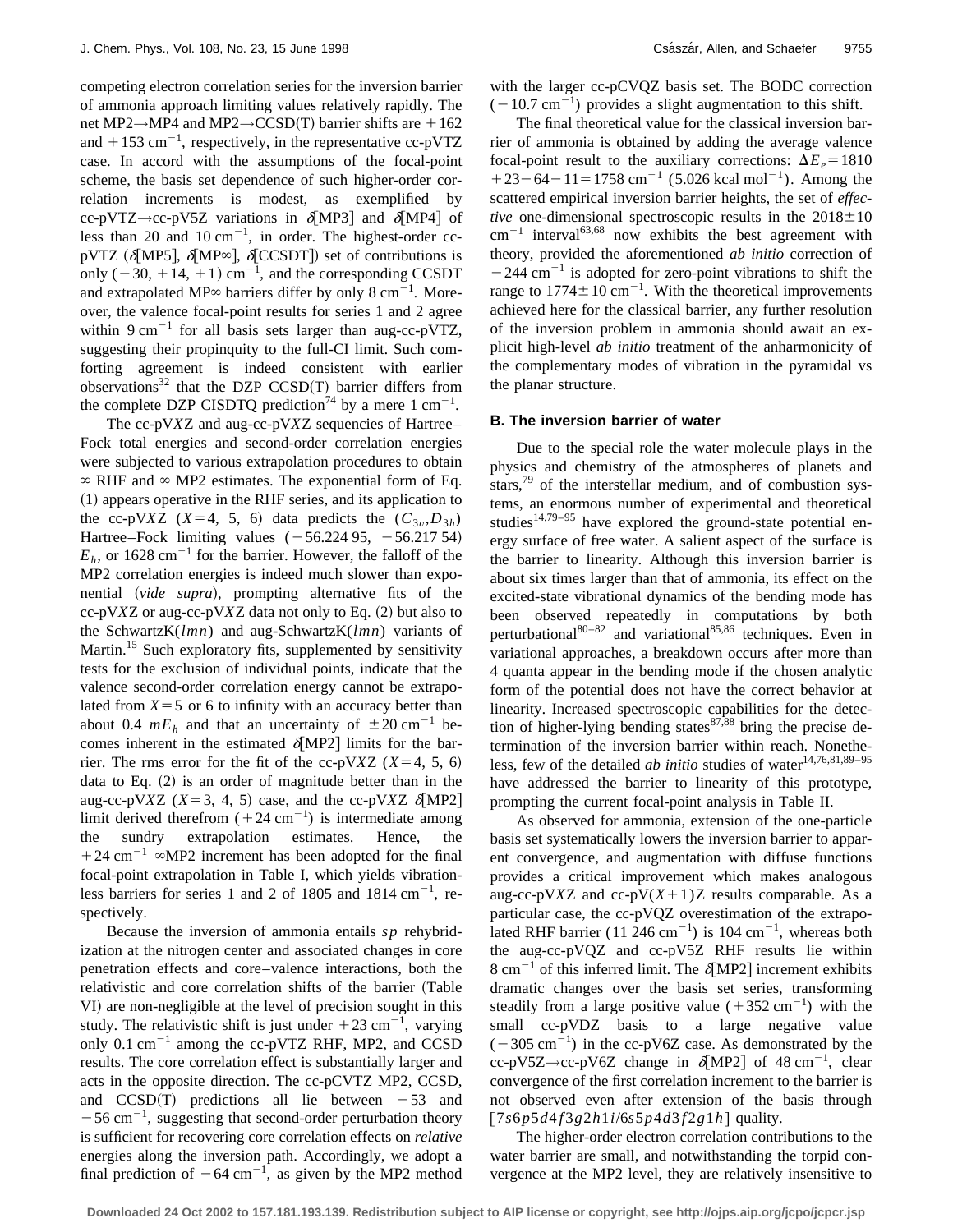competing electron correlation series for the inversion barrier of ammonia approach limiting values relatively rapidly. The net MP2→MP4 and MP2→CCSD(T) barrier shifts are $+162$ and $+153\ \mathrm{cm}^{-1}$, respectively, in the representative cc-pVTZ case. In accord with the assumptions of the focal-point scheme, the basis set dependence of such higher-order correlation increments is modest, as exemplified by cc-pVTZ→cc-pV5Z variations in $\delta$[MP3] and $\delta$[MP4] of less than 20 and $10\ \mathrm{cm}^{-1}$, in order. The highest-order cc-pVTZ ($\delta$[MP5], $\delta$[MP∞], $\delta$[CCSDT]) set of contributions is only $(-30, +14, +1)\ \mathrm{cm}^{-1}$, and the corresponding CCSDT and extrapolated MP∞ barriers differ by only $8\ \mathrm{cm}^{-1}$. Moreover, the valence focal-point results for series 1 and 2 agree within $9\ \mathrm{cm}^{-1}$ for all basis sets larger than aug-cc-pVTZ, suggesting their propinquity to the full-CI limit. Such comforting agreement is indeed consistent with earlier observations[32] that the DZP CCSD(T) barrier differs from the complete DZP CISDTQ prediction[74] by a mere $1\ \mathrm{cm}^{-1}$.

The cc-pV$X$Z and aug-cc-pV$X$Z sequencies of Hartree–Fock total energies and second-order correlation energies were subjected to various extrapolation procedures to obtain ∞ RHF and ∞ MP2 estimates. The exponential form of Eq. (1) appears operative in the RHF series, and its application to the cc-pV$X$Z ($X=4$, 5, 6) data predicts the $(C_{3v}, D_{3h})$ Hartree–Fock limiting values $(-56.22495, -56.21754)$ $E_h$, or $1628\ \mathrm{cm}^{-1}$ for the barrier. However, the falloff of the MP2 correlation energies is indeed much slower than exponential (*vide supra*), prompting alternative fits of the cc-pV$X$Z or aug-cc-pV$X$Z data not only to Eq. (2) but also to the SchwartzK($lmn$) and aug-SchwartzK($lmn$) variants of Martin.[15] Such exploratory fits, supplemented by sensitivity tests for the exclusion of individual points, indicate that the valence second-order correlation energy cannot be extrapolated from $X=5$ or 6 to infinity with an accuracy better than about 0.4 $mE_h$ and that an uncertainty of $\pm 20\ \mathrm{cm}^{-1}$ becomes inherent in the estimated $\delta$[MP2] limits for the barrier. The rms error for the fit of the cc-pV$X$Z ($X=4$, 5, 6) data to Eq. (2) is an order of magnitude better than in the aug-cc-pV$X$Z ($X=3$, 4, 5) case, and the cc-pV$X$Z $\delta$[MP2] limit derived therefrom $(+24\ \mathrm{cm}^{-1})$ is intermediate among the sundry extrapolation estimates. Hence, the $+24\ \mathrm{cm}^{-1}$ ∞MP2 increment has been adopted for the final focal-point extrapolation in Table I, which yields vibrationless barriers for series 1 and 2 of 1805 and $1814\ \mathrm{cm}^{-1}$, respectively.

Because the inversion of ammonia entails $sp$ rehybridization at the nitrogen center and associated changes in core penetration effects and core–valence interactions, both the relativistic and core correlation shifts of the barrier (Table VI) are non-negligible at the level of precision sought in this study. The relativistic shift is just under $+23\ \mathrm{cm}^{-1}$, varying only $0.1\ \mathrm{cm}^{-1}$ among the cc-pVTZ RHF, MP2, and CCSD results. The core correlation effect is substantially larger and acts in the opposite direction. The cc-pCVTZ MP2, CCSD, and CCSD(T) predictions all lie between $-53$ and $-56\ \mathrm{cm}^{-1}$, suggesting that second-order perturbation theory is sufficient for recovering core correlation effects on *relative* energies along the inversion path. Accordingly, we adopt a final prediction of $-64\ \mathrm{cm}^{-1}$, as given by the MP2 method with the larger cc-pCVQZ basis set. The BODC correction $(-10.7\ \mathrm{cm}^{-1})$ provides a slight augmentation to this shift.

The final theoretical value for the classical inversion barrier of ammonia is obtained by adding the average valence focal-point result to the auxiliary corrections: $\Delta E_e = 1810 + 23 - 64 - 11 = 1758\ \mathrm{cm}^{-1}$ $(5.026\ \mathrm{kcal\ mol}^{-1})$. Among the scattered empirical inversion barrier heights, the set of *effective* one-dimensional spectroscopic results in the $2018\pm 10\ \mathrm{cm}^{-1}$ interval[63,68] now exhibits the best agreement with theory, provided the aforementioned *ab initio* correction of $-244\ \mathrm{cm}^{-1}$ is adopted for zero-point vibrations to shift the range to $1774\pm 10\ \mathrm{cm}^{-1}$. With the theoretical improvements achieved here for the classical barrier, any further resolution of the inversion problem in ammonia should await an explicit high-level *ab initio* treatment of the anharmonicity of the complementary modes of vibration in the pyramidal vs the planar structure.

### B. The inversion barrier of water

Due to the special role the water molecule plays in the physics and chemistry of the atmospheres of planets and stars,[79] of the interstellar medium, and of combustion systems, an enormous number of experimental and theoretical studies[14,79–95] have explored the ground-state potential energy surface of free water. A salient aspect of the surface is the barrier to linearity. Although this inversion barrier is about six times larger than that of ammonia, its effect on the excited-state vibrational dynamics of the bending mode has been observed repeatedly in computations by both perturbational[80–82] and variational[85,86] techniques. Even in variational approaches, a breakdown occurs after more than 4 quanta appear in the bending mode if the chosen analytic form of the potential does not have the correct behavior at linearity. Increased spectroscopic capabilities for the detection of higher-lying bending states[87,88] bring the precise determination of the inversion barrier within reach. Nonetheless, few of the detailed *ab initio* studies of water[14,76,81,89–95] have addressed the barrier to linearity of this prototype, prompting the current focal-point analysis in Table II.

As observed for ammonia, extension of the one-particle basis set systematically lowers the inversion barrier to apparent convergence, and augmentation with diffuse functions provides a critical improvement which makes analogous aug-cc-pV$X$Z and cc-pV($X+1$)Z results comparable. As a particular case, the cc-pVQZ overestimation of the extrapolated RHF barrier $(11\,246\ \mathrm{cm}^{-1})$ is $104\ \mathrm{cm}^{-1}$, whereas both the aug-cc-pVQZ and cc-pV5Z RHF results lie within $8\ \mathrm{cm}^{-1}$ of this inferred limit. The $\delta$[MP2] increment exhibits dramatic changes over the basis set series, transforming steadily from a large positive value $(+352\ \mathrm{cm}^{-1})$ with the small cc-pVDZ basis to a large negative value $(-305\ \mathrm{cm}^{-1})$ in the cc-pV6Z case. As demonstrated by the cc-pV5Z→cc-pV6Z change in $\delta$[MP2] of $48\ \mathrm{cm}^{-1}$, clear convergence of the first correlation increment to the barrier is not observed even after extension of the basis through $[7s6p5d4f3g2h1i/6s5p4d3f2g1h]$ quality.

The higher-order electron correlation contributions to the water barrier are small, and notwithstanding the torpid convergence at the MP2 level, they are relatively insensitive to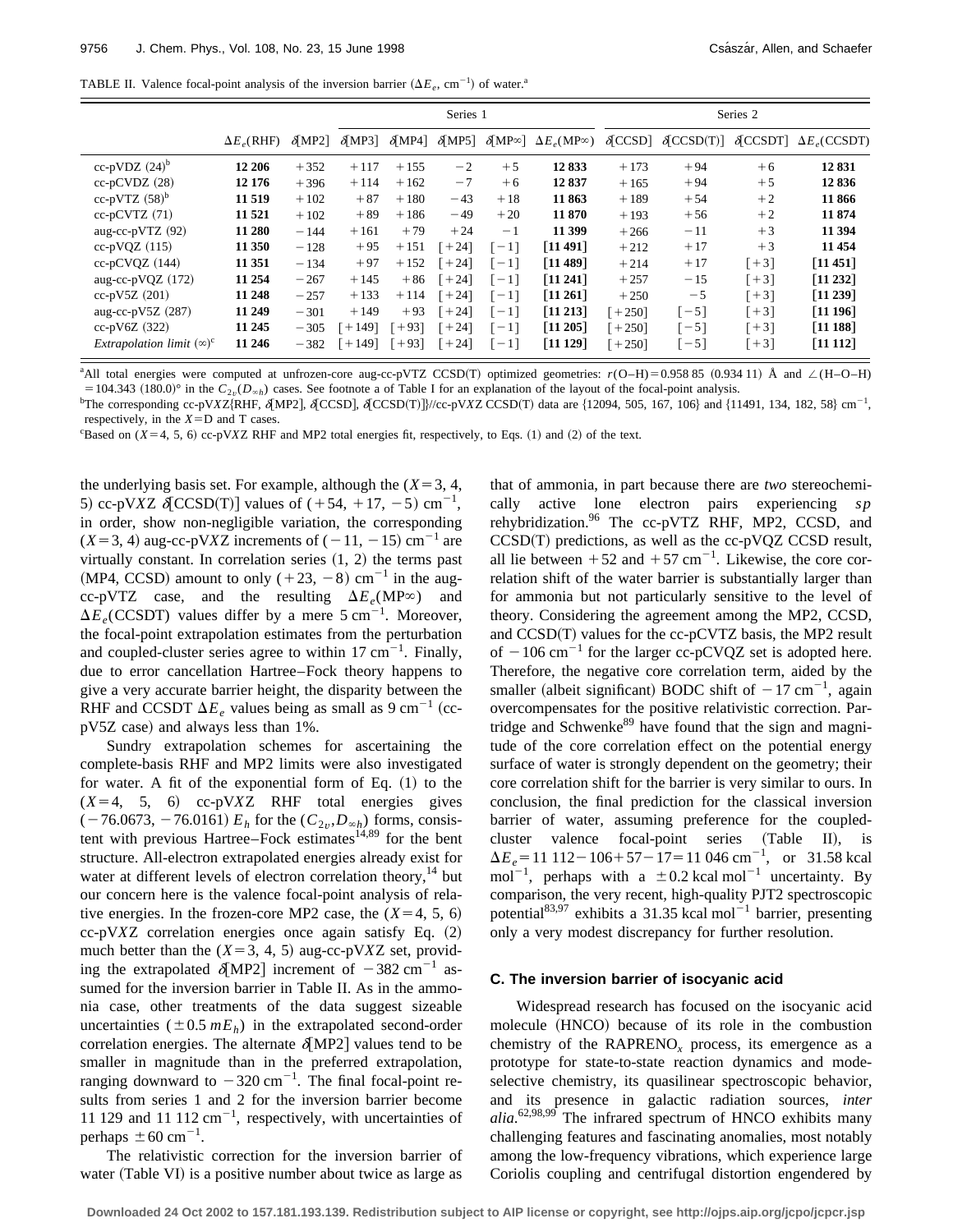TABLE II. Valence focal-point analysis of the inversion barrier ($\Delta E_e$, cm$^{-1}$) of water.[a]

| | | Series 1 | | | | | | Series 2 | | | |
|---|---|---|---|---|---|---|---|---|---|---|---|
| | $\Delta E_e$(RHF) | $\delta$[MP2] | $\delta$[MP3] | $\delta$[MP4] | $\delta$[MP5] | $\delta$[MP∞] | $\Delta E_e$(MP∞) | $\delta$[CCSD] | $\delta$[CCSD(T)] | $\delta$[CCSDT] | $\Delta E_e$(CCSDT) |
| cc-pVDZ (24)[b] | **12 206** | +352 | +117 | +155 | −2 | +5 | **12 833** | +173 | +94 | +6 | **12 831** |
| cc-pCVDZ (28) | **12 176** | +396 | +114 | +162 | −7 | +6 | **12 837** | +165 | +94 | +5 | **12 836** |
| cc-pVTZ (58)[b] | **11 519** | +102 | +87 | +180 | −43 | +18 | **11 863** | +189 | +54 | +2 | **11 866** |
| cc-pCVTZ (71) | **11 521** | +102 | +89 | +186 | −49 | +20 | **11 870** | +193 | +56 | +2 | **11 874** |
| aug-cc-pVTZ (92) | **11 280** | −144 | +161 | +79 | +24 | −1 | **11 399** | +266 | −11 | +3 | **11 394** |
| cc-pVQZ (115) | **11 350** | −128 | +95 | +151 | [+24] | [−1] | **[11 491]** | +212 | +17 | +3 | **11 454** |
| cc-pCVQZ (144) | **11 351** | −134 | +97 | +152 | [+24] | [−1] | **[11 489]** | +214 | +17 | [+3] | **[11 451]** |
| aug-cc-pVQZ (172) | **11 254** | −267 | +145 | +86 | [+24] | [−1] | **[11 241]** | +257 | −15 | [+3] | **[11 232]** |
| cc-pV5Z (201) | **11 248** | −257 | +133 | +114 | [+24] | [−1] | **[11 261]** | +250 | −5 | [+3] | **[11 239]** |
| aug-cc-pV5Z (287) | **11 249** | −301 | +149 | +93 | [+24] | [−1] | **[11 213]** | [+250] | [−5] | [+3] | **[11 196]** |
| cc-pV6Z (322) | **11 245** | −305 | [+149] | [+93] | [+24] | [−1] | **[11 205]** | [+250] | [−5] | [+3] | **[11 188]** |
| *Extrapolation limit* (∞)[c] | **11 246** | −382 | [+149] | [+93] | [+24] | [−1] | **[11 129]** | [+250] | [−5] | [+3] | **[11 112]** |

[a]All total energies were computed at unfrozen-core aug-cc-pVTZ CCSD(T) optimized geometries: $r$(O–H) = 0.958 85 (0.934 11) Å and ∠(H–O–H) = 104.343 (180.0)° in the $C_{2v}(D_{\infty h})$ cases. See footnote a of Table I for an explanation of the layout of the focal-point analysis.

[b]The corresponding cc-pV$X$Z{RHF, $\delta$[MP2], $\delta$[CCSD], $\delta$[CCSD(T)]}//cc-pV$X$Z CCSD(T) data are {12094, 505, 167, 106} and {11491, 134, 182, 58} cm$^{-1}$, respectively, in the $X$=D and T cases.

[c]Based on ($X$=4, 5, 6) cc-pV$X$Z RHF and MP2 total energies fit, respectively, to Eqs. (1) and (2) of the text.

the underlying basis set. For example, although the ($X$=3, 4, 5) cc-pV$X$Z $\delta$[CCSD(T)] values of (+54, +17, −5) cm$^{-1}$, in order, show non-negligible variation, the corresponding ($X$=3, 4) aug-cc-pV$X$Z increments of (−11, −15) cm$^{-1}$ are virtually constant. In correlation series (1, 2) the terms past (MP4, CCSD) amount to only (+23, −8) cm$^{-1}$ in the aug-cc-pVTZ case, and the resulting $\Delta E_e$(MP∞) and $\Delta E_e$(CCSDT) values differ by a mere 5 cm$^{-1}$. Moreover, the focal-point extrapolation estimates from the perturbation and coupled-cluster series agree to within 17 cm$^{-1}$. Finally, due to error cancellation Hartree–Fock theory happens to give a very accurate barrier height, the disparity between the RHF and CCSDT $\Delta E_e$ values being as small as 9 cm$^{-1}$ (cc-pV5Z case) and always less than 1%.

Sundry extrapolation schemes for ascertaining the complete-basis RHF and MP2 limits were also investigated for water. A fit of the exponential form of Eq. (1) to the ($X$=4, 5, 6) cc-pV$X$Z RHF total energies gives (−76.0673, −76.0161) $E_h$ for the ($C_{2v}$,$D_{\infty h}$) forms, consistent with previous Hartree–Fock estimates[14,89] for the bent structure. All-electron extrapolated energies already exist for water at different levels of electron correlation theory,[14] but our concern here is the valence focal-point analysis of relative energies. In the frozen-core MP2 case, the ($X$=4, 5, 6) cc-pV$X$Z correlation energies once again satisfy Eq. (2) much better than the ($X$=3, 4, 5) aug-cc-pV$X$Z set, providing the extrapolated $\delta$[MP2] increment of −382 cm$^{-1}$ assumed for the inversion barrier in Table II. As in the ammonia case, other treatments of the data suggest sizeable uncertainties (±0.5 m$E_h$) in the extrapolated second-order correlation energies. The alternate $\delta$[MP2] values tend to be smaller in magnitude than in the preferred extrapolation, ranging downward to −320 cm$^{-1}$. The final focal-point results from series 1 and 2 for the inversion barrier become 11 129 and 11 112 cm$^{-1}$, respectively, with uncertainties of perhaps ±60 cm$^{-1}$.

The relativistic correction for the inversion barrier of water (Table VI) is a positive number about twice as large as that of ammonia, in part because there are *two* stereochemically active lone electron pairs experiencing *sp* rehybridization.[96] The cc-pVTZ RHF, MP2, CCSD, and CCSD(T) predictions, as well as the cc-pVQZ CCSD result, all lie between +52 and +57 cm$^{-1}$. Likewise, the core correlation shift of the water barrier is substantially larger than for ammonia but not particularly sensitive to the level of theory. Considering the agreement among the MP2, CCSD, and CCSD(T) values for the cc-pCVTZ basis, the MP2 result of −106 cm$^{-1}$ for the larger cc-pCVQZ set is adopted here. Therefore, the negative core correlation term, aided by the smaller (albeit significant) BODC shift of −17 cm$^{-1}$, again overcompensates for the positive relativistic correction. Partridge and Schwenke[89] have found that the sign and magnitude of the core correlation effect on the potential energy surface of water is strongly dependent on the geometry; their core correlation shift for the barrier is very similar to ours. In conclusion, the final prediction for the classical inversion barrier of water, assuming preference for the coupled-cluster valence focal-point series (Table II), is $\Delta E_e$ = 11 112 − 106 + 57 − 17 = 11 046 cm$^{-1}$, or 31.58 kcal mol$^{-1}$, perhaps with a ±0.2 kcal mol$^{-1}$ uncertainty. By comparison, the very recent, high-quality PJT2 spectroscopic potential[83,97] exhibits a 31.35 kcal mol$^{-1}$ barrier, presenting only a very modest discrepancy for further resolution.

### C. The inversion barrier of isocyanic acid

Widespread research has focused on the isocyanic acid molecule (HNCO) because of its role in the combustion chemistry of the RAPRENO$_x$ process, its emergence as a prototype for state-to-state reaction dynamics and mode-selective chemistry, its quasilinear spectroscopic behavior, and its presence in galactic radiation sources, *inter alia*.[62,98,99] The infrared spectrum of HNCO exhibits many challenging features and fascinating anomalies, most notably among the low-frequency vibrations, which experience large Coriolis coupling and centrifugal distortion engendered by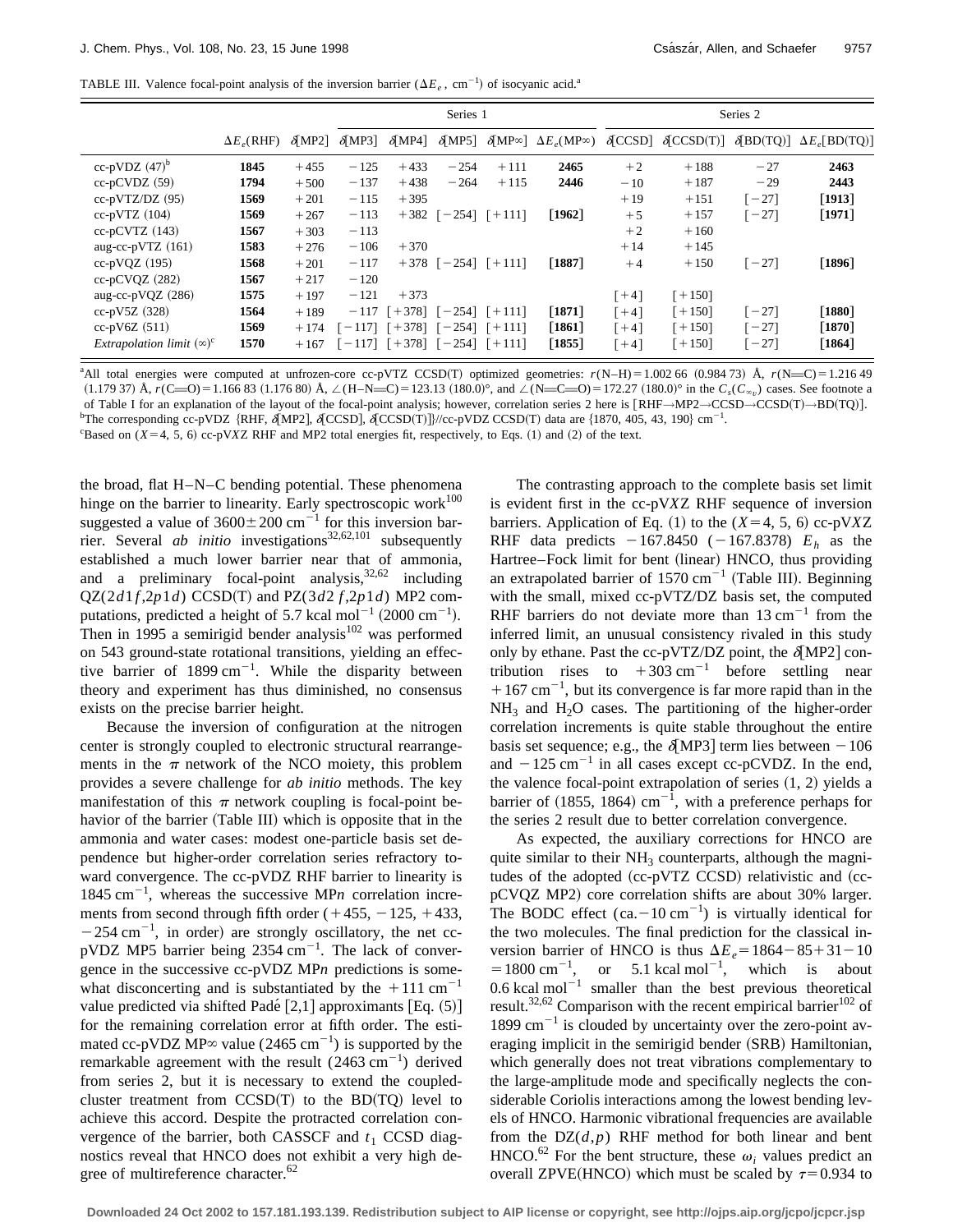TABLE III. Valence focal-point analysis of the inversion barrier ($\Delta E_e$, cm$^{-1}$) of isocyanic acid.[a]

| | | | Series 1 | | | | | Series 2 | | | |
|---|---|---|---|---|---|---|---|---|---|---|---|
| | $\Delta E_e$(RHF) | $\delta$[MP2] | $\delta$[MP3] | $\delta$[MP4] | $\delta$[MP5] | $\delta$[MP∞] | $\Delta E_e$(MP∞) | $\delta$[CCSD] | $\delta$[CCSD(T)] | $\delta$[BD(TQ)] | $\Delta E_e$[BD(TQ)] |
| cc-pVDZ (47)[b] | **1845** | +455 | −125 | +433 | −254 | +111 | **2465** | +2 | +188 | −27 | **2463** |
| cc-pCVDZ (59) | **1794** | +500 | −137 | +438 | −264 | +115 | **2446** | −10 | +187 | −29 | **2443** |
| cc-pVTZ/DZ (95) | **1569** | +201 | −115 | +395 | | | | +19 | +151 | [−27] | **[1913]** |
| cc-pVTZ (104) | **1569** | +267 | −113 | +382 | [−254] | [+111] | **[1962]** | +5 | +157 | [−27] | **[1971]** |
| cc-pCVTZ (143) | **1567** | +303 | −113 | | | | | +2 | +160 | | |
| aug-cc-pVTZ (161) | **1583** | +276 | −106 | +370 | | | | +14 | +145 | | |
| cc-pVQZ (195) | **1568** | +201 | −117 | +378 | [−254] | [+111] | **[1887]** | +4 | +150 | [−27] | **[1896]** |
| cc-pCVQZ (282) | **1567** | +217 | −120 | | | | | | | | |
| aug-cc-pVQZ (286) | **1575** | +197 | −121 | +373 | | | | [+4] | [+150] | | |
| cc-pV5Z (328) | **1564** | +189 | −117 | [+378] | [−254] | [+111] | **[1871]** | [+4] | [+150] | [−27] | **[1880]** |
| cc-pV6Z (511) | **1569** | +174 | [−117] | [+378] | [−254] | [+111] | **[1861]** | [+4] | [+150] | [−27] | **[1870]** |
| *Extrapolation limit* (∞)[c] | **1570** | +167 | [−117] | [+378] | [−254] | [+111] | **[1855]** | [+4] | [+150] | [−27] | **[1864]** |

[a]All total energies were computed at unfrozen-core cc-pVTZ CCSD(T) optimized geometries: $r$(N–H) = 1.002 66 (0.984 73) Å, $r$(N═C) = 1.216 49 (1.179 37) Å, $r$(C═O) = 1.166 83 (1.176 80) Å, ∠(H–N═C) = 123.13 (180.0)°, and ∠(N═C═O) = 172.27 (180.0)° in the $C_s$($C_{\infty v}$) cases. See footnote a of Table I for an explanation of the layout of the focal-point analysis; however, correlation series 2 here is [RHF→MP2→CCSD→CCSD(T)→BD(TQ)].

[b]The corresponding cc-pVDZ {RHF, $\delta$[MP2], $\delta$[CCSD], $\delta$[CCSD(T)]}//cc-pVDZ CCSD(T) data are {1870, 405, 43, 190} cm$^{-1}$.

[c]Based on ($X$ = 4, 5, 6) cc-pV$X$Z RHF and MP2 total energies fit, respectively, to Eqs. (1) and (2) of the text.

the broad, flat H–N–C bending potential. These phenomena hinge on the barrier to linearity. Early spectroscopic work[100] suggested a value of 3600±200 cm$^{-1}$ for this inversion barrier. Several *ab initio* investigations[32,62,101] subsequently established a much lower barrier near that of ammonia, and a preliminary focal-point analysis,[32,62] including QZ($2d1f$,$2p1d$) CCSD(T) and PZ($3d2f$,$2p1d$) MP2 computations, predicted a height of 5.7 kcal mol$^{-1}$ (2000 cm$^{-1}$). Then in 1995 a semirigid bender analysis[102] was performed on 543 ground-state rotational transitions, yielding an effective barrier of 1899 cm$^{-1}$. While the disparity between theory and experiment has thus diminished, no consensus exists on the precise barrier height.

Because the inversion of configuration at the nitrogen center is strongly coupled to electronic structural rearrangements in the $\pi$ network of the NCO moiety, this problem provides a severe challenge for *ab initio* methods. The key manifestation of this $\pi$ network coupling is focal-point behavior of the barrier (Table III) which is opposite that in the ammonia and water cases: modest one-particle basis set dependence but higher-order correlation series refractory toward convergence. The cc-pVDZ RHF barrier to linearity is 1845 cm$^{-1}$, whereas the successive MP$n$ correlation increments from second through fifth order (+455, −125, +433, −254 cm$^{-1}$, in order) are strongly oscillatory, the net cc-pVDZ MP5 barrier being 2354 cm$^{-1}$. The lack of convergence in the successive cc-pVDZ MP$n$ predictions is somewhat disconcerting and is substantiated by the +111 cm$^{-1}$ value predicted via shifted Padé [2,1] approximants [Eq. (5)] for the remaining correlation error at fifth order. The estimated cc-pVDZ MP∞ value (2465 cm$^{-1}$) is supported by the remarkable agreement with the result (2463 cm$^{-1}$) derived from series 2, but it is necessary to extend the coupled-cluster treatment from CCSD(T) to the BD(TQ) level to achieve this accord. Despite the protracted correlation convergence of the barrier, both CASSCF and $t_1$ CCSD diagnostics reveal that HNCO does not exhibit a very high degree of multireference character.[62]

The contrasting approach to the complete basis set limit is evident first in the cc-pV$X$Z RHF sequence of inversion barriers. Application of Eq. (1) to the ($X$ = 4, 5, 6) cc-pV$X$Z RHF data predicts −167.8450 (−167.8378) $E_h$ as the Hartree–Fock limit for bent (linear) HNCO, thus providing an extrapolated barrier of 1570 cm$^{-1}$ (Table III). Beginning with the small, mixed cc-pVTZ/DZ basis set, the computed RHF barriers do not deviate more than 13 cm$^{-1}$ from the inferred limit, an unusual consistency rivaled in this study only by ethane. Past the cc-pVTZ/DZ point, the $\delta$[MP2] contribution rises to +303 cm$^{-1}$ before settling near +167 cm$^{-1}$, but its convergence is far more rapid than in the $NH_3$ and $H_2O$ cases. The partitioning of the higher-order correlation increments is quite stable throughout the entire basis set sequence; e.g., the $\delta$[MP3] term lies between −106 and −125 cm$^{-1}$ in all cases except cc-pCVDZ. In the end, the valence focal-point extrapolation of series (1, 2) yields a barrier of (1855, 1864) cm$^{-1}$, with a preference perhaps for the series 2 result due to better correlation convergence.

As expected, the auxiliary corrections for HNCO are quite similar to their $NH_3$ counterparts, although the magnitudes of the adopted (cc-pVTZ CCSD) relativistic and (cc-pCVQZ MP2) core correlation shifts are about 30% larger. The BODC effect (ca. −10 cm$^{-1}$) is virtually identical for the two molecules. The final prediction for the classical inversion barrier of HNCO is thus $\Delta E_e$ = 1864 − 85 + 31 − 10 = 1800 cm$^{-1}$, or 5.1 kcal mol$^{-1}$, which is about 0.6 kcal mol$^{-1}$ smaller than the best previous theoretical result.[32,62] Comparison with the recent empirical barrier[102] of 1899 cm$^{-1}$ is clouded by uncertainty over the zero-point averaging implicit in the semirigid bender (SRB) Hamiltonian, which generally does not treat vibrations complementary to the large-amplitude mode and specifically neglects the considerable Coriolis interactions among the lowest bending levels of HNCO. Harmonic vibrational frequencies are available from the DZ($d$,$p$) RHF method for both linear and bent HNCO.[62] For the bent structure, these $\omega_i$ values predict an overall ZPVE(HNCO) which must be scaled by $\tau$ = 0.934 to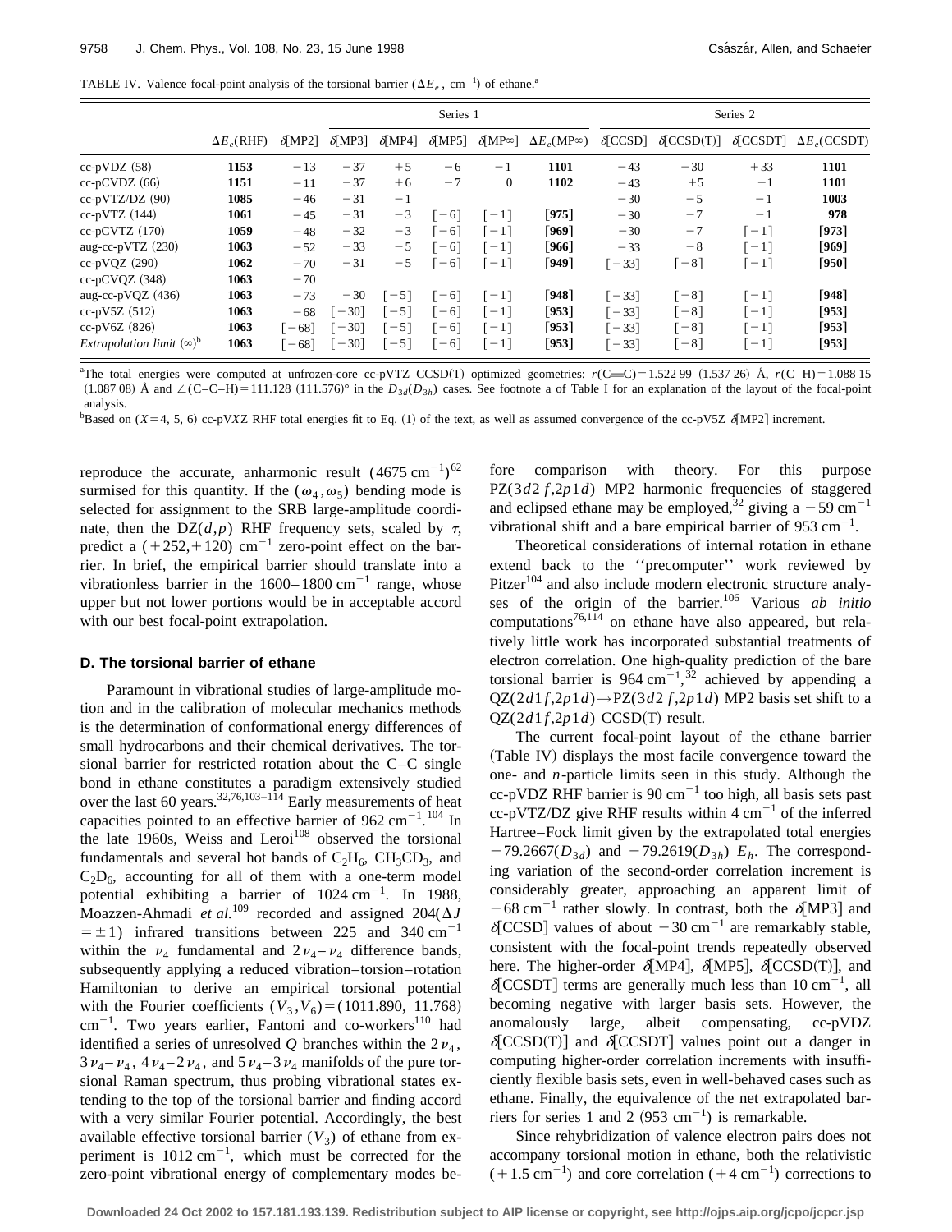TABLE IV. Valence focal-point analysis of the torsional barrier ($\Delta E_e$, cm$^{-1}$) of ethane.[a]

| | | | Series 1 | | | | | Series 2 | | | |
|---|---|---|---|---|---|---|---|---|---|---|---|
| | $\Delta E_e$(RHF) | $\delta$[MP2] | $\delta$[MP3] | $\delta$[MP4] | $\delta$[MP5] | $\delta$[MP∞] | $\Delta E_e$(MP∞) | $\delta$[CCSD] | $\delta$[CCSD(T)] | $\delta$[CCSDT] | $\Delta E_e$(CCSDT) |
| cc-pVDZ (58) | **1153** | −13 | −37 | +5 | −6 | −1 | **1101** | −43 | −30 | +33 | **1101** |
| cc-pCVDZ (66) | **1151** | −11 | −37 | +6 | −7 | 0 | **1102** | −43 | +5 | −1 | **1101** |
| cc-pVTZ/DZ (90) | **1085** | −46 | −31 | −1 | | | | −30 | −5 | −1 | **1003** |
| cc-pVTZ (144) | **1061** | −45 | −31 | −3 | [−6] | [−1] | **[975]** | −30 | −7 | −1 | **978** |
| cc-pCVTZ (170) | **1059** | −48 | −32 | −3 | [−6] | [−1] | **[969]** | −30 | −7 | [−1] | **[973]** |
| aug-cc-pVTZ (230) | **1063** | −52 | −33 | −5 | [−6] | [−1] | **[966]** | −33 | −8 | [−1] | **[969]** |
| cc-pVQZ (290) | **1062** | −70 | −31 | −5 | [−6] | [−1] | **[949]** | [−33] | [−8] | [−1] | **[950]** |
| cc-pCVQZ (348) | **1063** | −70 | | | | | | | | | |
| aug-cc-pVQZ (436) | **1063** | −73 | −30 | [−5] | [−6] | [−1] | **[948]** | [−33] | [−8] | [−1] | **[948]** |
| cc-pV5Z (512) | **1063** | −68 | [−30] | [−5] | [−6] | [−1] | **[953]** | [−33] | [−8] | [−1] | **[953]** |
| cc-pV6Z (826) | **1063** | [−68] | [−30] | [−5] | [−6] | [−1] | **[953]** | [−33] | [−8] | [−1] | **[953]** |
| *Extrapolation limit* (∞)[b] | **1063** | [−68] | [−30] | [−5] | [−6] | [−1] | **[953]** | [−33] | [−8] | [−1] | **[953]** |

[a]The total energies were computed at unfrozen-core cc-pVTZ CCSD(T) optimized geometries: $r$(C═C) = 1.522 99 (1.537 26) Å, $r$(C–H) = 1.088 15 (1.087 08) Å and ∠(C–C–H) = 111.128 (111.576)° in the $D_{3d}$($D_{3h}$) cases. See footnote a of Table I for an explanation of the layout of the focal-point analysis.

[b]Based on ($X$=4, 5, 6) cc-pV$X$Z RHF total energies fit to Eq. (1) of the text, as well as assumed convergence of the cc-pV5Z $\delta$[MP2] increment.

reproduce the accurate, anharmonic result (4675 cm$^{-1}$)[62] surmised for this quantity. If the ($\omega_4, \omega_5$) bending mode is selected for assignment to the SRB large-amplitude coordinate, then the DZ($d,p$) RHF frequency sets, scaled by $\tau$, predict a (+252, +120) cm$^{-1}$ zero-point effect on the barrier. In brief, the empirical barrier should translate into a vibrationless barrier in the 1600–1800 cm$^{-1}$ range, whose upper but not lower portions would be in acceptable accord with our best focal-point extrapolation.

### D. The torsional barrier of ethane

Paramount in vibrational studies of large-amplitude motion and in the calibration of molecular mechanics methods is the determination of conformational energy differences of small hydrocarbons and their chemical derivatives. The torsional barrier for restricted rotation about the C–C single bond in ethane constitutes a paradigm extensively studied over the last 60 years.[32,76,103–114] Early measurements of heat capacities pointed to an effective barrier of 962 cm$^{-1}$.[104] In the late 1960s, Weiss and Leroi[108] observed the torsional fundamentals and several hot bands of $C_2H_6$, $CH_3CD_3$, and $C_2D_6$, accounting for all of them with a one-term model potential exhibiting a barrier of 1024 cm$^{-1}$. In 1988, Moazzen-Ahmadi *et al.*[109] recorded and assigned 204($\Delta J = \pm 1$) infrared transitions between 225 and 340 cm$^{-1}$ within the $\nu_4$ fundamental and $2\nu_4 - \nu_4$ difference bands, subsequently applying a reduced vibration–torsion–rotation Hamiltonian to derive an empirical torsional potential with the Fourier coefficients ($V_3, V_6$) = (1011.890, 11.768) cm$^{-1}$. Two years earlier, Fantoni and co-workers[110] had identified a series of unresolved $Q$ branches within the $2\nu_4$, $3\nu_4 - \nu_4$, $4\nu_4 - 2\nu_4$, and $5\nu_4 - 3\nu_4$ manifolds of the pure torsional Raman spectrum, thus probing vibrational states extending to the top of the torsional barrier and finding accord with a very similar Fourier potential. Accordingly, the best available effective torsional barrier ($V_3$) of ethane from experiment is 1012 cm$^{-1}$, which must be corrected for the zero-point vibrational energy of complementary modes before comparison with theory. For this purpose PZ($3d2f,2p1d$) MP2 harmonic frequencies of staggered and eclipsed ethane may be employed,[32] giving a −59 cm$^{-1}$ vibrational shift and a bare empirical barrier of 953 cm$^{-1}$.

Theoretical considerations of internal rotation in ethane extend back to the "precomputer" work reviewed by Pitzer[104] and also include modern electronic structure analyses of the origin of the barrier.[106] Various *ab initio* computations[76,114] on ethane have also appeared, but relatively little work has incorporated substantial treatments of electron correlation. One high-quality prediction of the bare torsional barrier is 964 cm$^{-1}$,[32] achieved by appending a QZ($2d1f,2p1d$)→PZ($3d2f,2p1d$) MP2 basis set shift to a QZ($2d1f,2p1d$) CCSD(T) result.

The current focal-point layout of the ethane barrier (Table IV) displays the most facile convergence toward the one- and $n$-particle limits seen in this study. Although the cc-pVDZ RHF barrier is 90 cm$^{-1}$ too high, all basis sets past cc-pVTZ/DZ give RHF results within 4 cm$^{-1}$ of the inferred Hartree–Fock limit given by the extrapolated total energies −79.2667($D_{3d}$) and −79.2619($D_{3h}$) $E_h$. The corresponding variation of the second-order correlation increment is considerably greater, approaching an apparent limit of −68 cm$^{-1}$ rather slowly. In contrast, both the $\delta$[MP3] and $\delta$[CCSD] values of about −30 cm$^{-1}$ are remarkably stable, consistent with the focal-point trends repeatedly observed here. The higher-order $\delta$[MP4], $\delta$[MP5], $\delta$[CCSD(T)], and $\delta$[CCSDT] terms are generally much less than 10 cm$^{-1}$, all becoming negative with larger basis sets. However, the anomalously large, albeit compensating, cc-pVDZ $\delta$[CCSD(T)] and $\delta$[CCSDT] values point out a danger in computing higher-order correlation increments with insufficiently flexible basis sets, even in well-behaved cases such as ethane. Finally, the equivalence of the net extrapolated barriers for series 1 and 2 (953 cm$^{-1}$) is remarkable.

Since rehybridization of valence electron pairs does not accompany torsional motion in ethane, both the relativistic (+1.5 cm$^{-1}$) and core correlation (+4 cm$^{-1}$) corrections to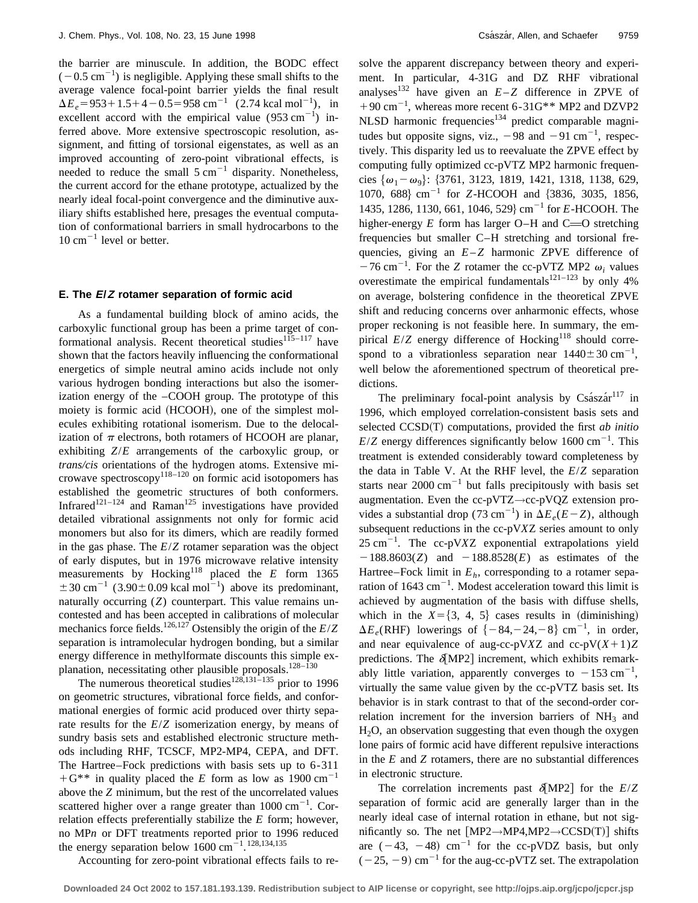the barrier are minuscule. In addition, the BODC effect ($-0.5\ \mathrm{cm}^{-1}$) is negligible. Applying these small shifts to the average valence focal-point barrier yields the final result $\Delta E_e = 953+1.5+4-0.5 = 958\ \mathrm{cm}^{-1}$ ($2.74\ \mathrm{kcal\ mol}^{-1}$), in excellent accord with the empirical value ($953\ \mathrm{cm}^{-1}$) inferred above. More extensive spectroscopic resolution, assignment, and fitting of torsional eigenstates, as well as an improved accounting of zero-point vibrational effects, is needed to reduce the small $5\ \mathrm{cm}^{-1}$ disparity. Nonetheless, the current accord for the ethane prototype, actualized by the nearly ideal focal-point convergence and the diminutive auxiliary shifts established here, presages the eventual computation of conformational barriers in small hydrocarbons to the $10\ \mathrm{cm}^{-1}$ level or better.

### E. The *E*/*Z* rotamer separation of formic acid

As a fundamental building block of amino acids, the carboxylic functional group has been a prime target of conformational analysis. Recent theoretical studies[115–117] have shown that the factors heavily influencing the conformational energetics of simple neutral amino acids include not only various hydrogen bonding interactions but also the isomerization energy of the –COOH group. The prototype of this moiety is formic acid (HCOOH), one of the simplest molecules exhibiting rotational isomerism. Due to the delocalization of $\pi$ electrons, both rotamers of HCOOH are planar, exhibiting $Z/E$ arrangements of the carboxylic group, or *trans/cis* orientations of the hydrogen atoms. Extensive microwave spectroscopy[118–120] on formic acid isotopomers has established the geometric structures of both conformers. Infrared[121–124] and Raman[125] investigations have provided detailed vibrational assignments not only for formic acid monomers but also for its dimers, which are readily formed in the gas phase. The $E/Z$ rotamer separation was the object of early disputes, but in 1976 microwave relative intensity measurements by Hocking[118] placed the $E$ form $1365 \pm 30\ \mathrm{cm}^{-1}$ ($3.90 \pm 0.09\ \mathrm{kcal\ mol}^{-1}$) above its predominant, naturally occurring ($Z$) counterpart. This value remains uncontested and has been accepted in calibrations of molecular mechanics force fields.[126,127] Ostensibly the origin of the $E/Z$ separation is intramolecular hydrogen bonding, but a similar energy difference in methylformate discounts this simple explanation, necessitating other plausible proposals.[128–130]

The numerous theoretical studies[128,131–135] prior to 1996 on geometric structures, vibrational force fields, and conformational energies of formic acid produced over thirty separate results for the $E/Z$ isomerization energy, by means of sundry basis sets and established electronic structure methods including RHF, TCSCF, MP2-MP4, CEPA, and DFT. The Hartree–Fock predictions with basis sets up to 6-311+G** in quality placed the $E$ form as low as $1900\ \mathrm{cm}^{-1}$ above the $Z$ minimum, but the rest of the uncorrelated values scattered higher over a range greater than $1000\ \mathrm{cm}^{-1}$. Correlation effects preferentially stabilize the $E$ form; however, no MP$n$ or DFT treatments reported prior to 1996 reduced the energy separation below $1600\ \mathrm{cm}^{-1}$.[128,134,135]

Accounting for zero-point vibrational effects fails to resolve the apparent discrepancy between theory and experiment. In particular, 4-31G and DZ RHF vibrational analyses[132] have given an $E-Z$ difference in ZPVE of $+90\ \mathrm{cm}^{-1}$, whereas more recent 6-31G** MP2 and DZVP2 NLSD harmonic frequencies[134] predict comparable magnitudes but opposite signs, viz., $-98$ and $-91\ \mathrm{cm}^{-1}$, respectively. This disparity led us to reevaluate the ZPVE effect by computing fully optimized cc-pVTZ MP2 harmonic frequencies $\{\omega_1-\omega_9\}$: {3761, 3123, 1819, 1421, 1318, 1138, 629, 1070, 688} $\mathrm{cm}^{-1}$ for $Z$-HCOOH and {3836, 3035, 1856, 1435, 1286, 1130, 661, 1046, 529} $\mathrm{cm}^{-1}$ for $E$-HCOOH. The higher-energy $E$ form has larger O–H and C=O stretching frequencies but smaller C–H stretching and torsional frequencies, giving an $E-Z$ harmonic ZPVE difference of $-76\ \mathrm{cm}^{-1}$. For the $Z$ rotamer the cc-pVTZ MP2 $\omega_i$ values overestimate the empirical fundamentals[121–123] by only 4% on average, bolstering confidence in the theoretical ZPVE shift and reducing concerns over anharmonic effects, whose proper reckoning is not feasible here. In summary, the empirical $E/Z$ energy difference of Hocking[118] should correspond to a vibrationless separation near $1440 \pm 30\ \mathrm{cm}^{-1}$, well below the aforementioned spectrum of theoretical predictions.

The preliminary focal-point analysis by Császár[117] in 1996, which employed correlation-consistent basis sets and selected CCSD(T) computations, provided the first *ab initio* $E/Z$ energy differences significantly below $1600\ \mathrm{cm}^{-1}$. This treatment is extended considerably toward completeness by the data in Table V. At the RHF level, the $E/Z$ separation starts near $2000\ \mathrm{cm}^{-1}$ but falls precipitously with basis set augmentation. Even the cc-pVTZ→cc-pVQZ extension provides a substantial drop ($73\ \mathrm{cm}^{-1}$) in $\Delta E_e(E-Z)$, although subsequent reductions in the cc-pV$X$Z series amount to only $25\ \mathrm{cm}^{-1}$. The cc-pV$X$Z exponential extrapolations yield $-188.8603(Z)$ and $-188.8528(E)$ as estimates of the Hartree–Fock limit in $E_h$, corresponding to a rotamer separation of $1643\ \mathrm{cm}^{-1}$. Modest acceleration toward this limit is achieved by augmentation of the basis with diffuse shells, which in the $X=\{3, 4, 5\}$ cases results in (diminishing) $\Delta E_e(\mathrm{RHF})$ lowerings of $\{-84, -24, -8\}\ \mathrm{cm}^{-1}$, in order, and near equivalence of aug-cc-pV$X$Z and cc-pV$(X+1)$Z predictions. The $\delta$[MP2] increment, which exhibits remarkably little variation, apparently converges to $-153\ \mathrm{cm}^{-1}$, virtually the same value given by the cc-pVTZ basis set. Its behavior is in stark contrast to that of the second-order correlation increment for the inversion barriers of $NH_3$ and $H_2O$, an observation suggesting that even though the oxygen lone pairs of formic acid have different repulsive interactions in the $E$ and $Z$ rotamers, there are no substantial differences in electronic structure.

The correlation increments past $\delta$[MP2] for the $E/Z$ separation of formic acid are generally larger than in the nearly ideal case of internal rotation in ethane, but not significantly so. The net [MP2→MP4,MP2→CCSD(T)] shifts are $(-43, -48)\ \mathrm{cm}^{-1}$ for the cc-pVDZ basis, but only $(-25, -9)\ \mathrm{cm}^{-1}$ for the aug-cc-pVTZ set. The extrapolation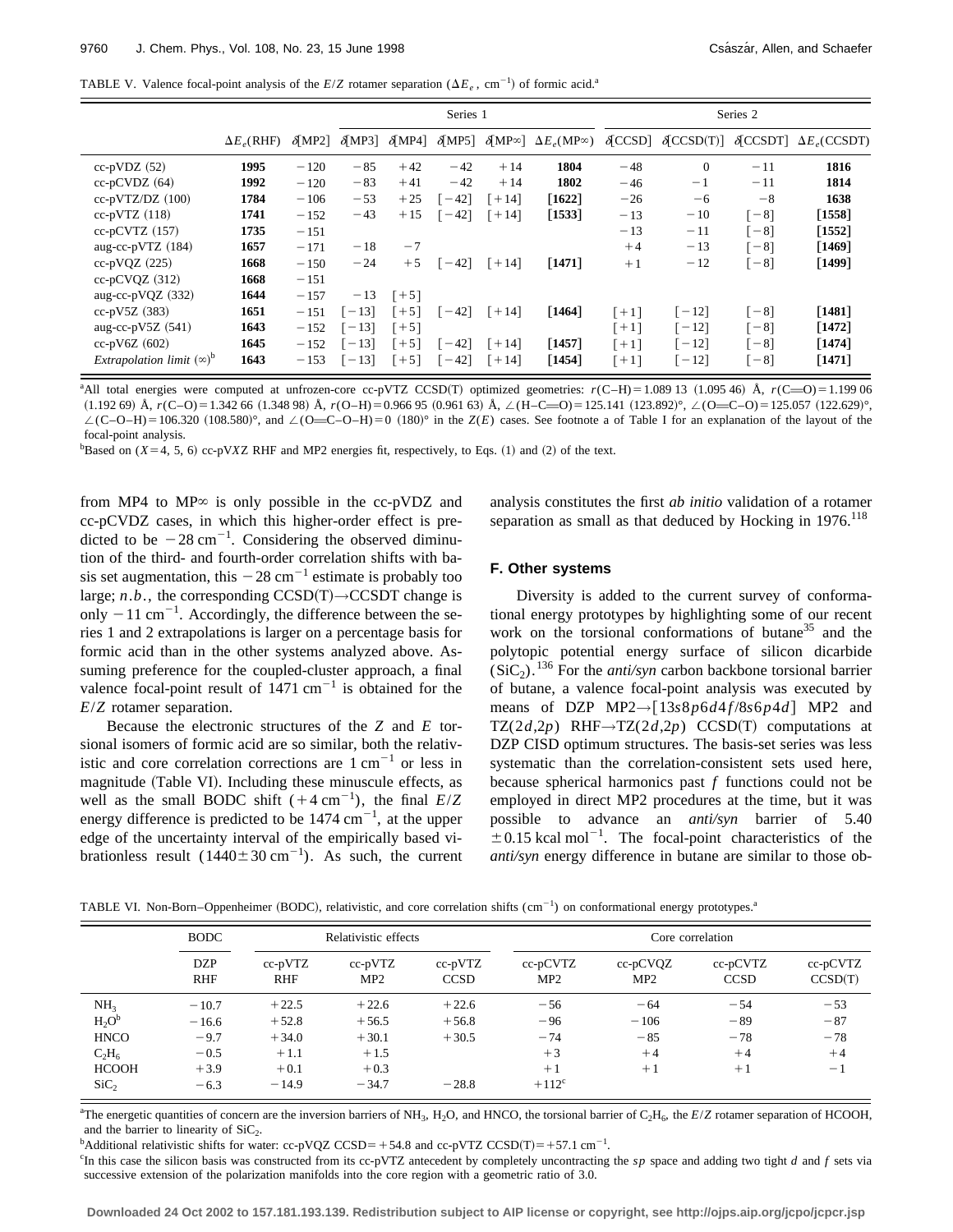TABLE V. Valence focal-point analysis of the $E/Z$ rotamer separation ($\Delta E_e$, cm$^{-1}$) of formic acid.[a]

| | | | Series 1 | | | | | Series 2 | | | |
|---|---|---|---|---|---|---|---|---|---|---|---|
| | $\Delta E_e$(RHF) | $\delta$[MP2] | $\delta$[MP3] | $\delta$[MP4] | $\delta$[MP5] | $\delta$[MP$\infty$] | $\Delta E_e$(MP$\infty$) | $\delta$[CCSD] | $\delta$[CCSD(T)] | $\delta$[CCSDT] | $\Delta E_e$(CCSDT) |
| cc-pVDZ (52) | **1995** | −120 | −85 | +42 | −42 | +14 | **1804** | −48 | 0 | −11 | **1816** |
| cc-pCVDZ (64) | **1992** | −120 | −83 | +41 | −42 | +14 | **1802** | −46 | −1 | −11 | **1814** |
| cc-pVTZ/DZ (100) | **1784** | −106 | −53 | +25 | [−42] | [+14] | **[1622]** | −26 | −6 | −8 | **1638** |
| cc-pVTZ (118) | **1741** | −152 | −43 | +15 | [−42] | [+14] | **[1533]** | −13 | −10 | [−8] | **[1558]** |
| cc-pCVTZ (157) | **1735** | −151 | | | | | | −13 | −11 | [−8] | **[1552]** |
| aug-cc-pVTZ (184) | **1657** | −171 | −18 | −7 | | | | +4 | −13 | [−8] | **[1469]** |
| cc-pVQZ (225) | **1668** | −150 | −24 | +5 | [−42] | [+14] | **[1471]** | +1 | −12 | [−8] | **[1499]** |
| cc-pCVQZ (312) | **1668** | −151 | | | | | | | | | |
| aug-cc-pVQZ (332) | **1644** | −157 | −13 | [+5] | | | | | | | |
| cc-pV5Z (383) | **1651** | −151 | [−13] | [+5] | [−42] | [+14] | **[1464]** | [+1] | [−12] | [−8] | **[1481]** |
| aug-cc-pV5Z (541) | **1643** | −152 | [−13] | [+5] | | | | [+1] | [−12] | [−8] | **[1472]** |
| cc-pV6Z (602) | **1645** | −152 | [−13] | [+5] | [−42] | [+14] | **[1457]** | [+1] | [−12] | [−8] | **[1474]** |
| *Extrapolation limit* ($\infty$)[b] | **1643** | −153 | [−13] | [+5] | [−42] | [+14] | **[1454]** | [+1] | [−12] | [−8] | **[1471]** |

[a]All total energies were computed at unfrozen-core cc-pVTZ CCSD(T) optimized geometries: $r$(C–H) = 1.089 13 (1.095 46) Å, $r$(C=O) = 1.199 06 (1.192 69) Å, $r$(C–O) = 1.342 66 (1.348 98) Å, $r$(O–H) = 0.966 95 (0.961 63) Å, ∠(H–C=O) = 125.141 (123.892)°, ∠(O=C–O) = 125.057 (122.629)°, ∠(C–O–H) = 106.320 (108.580)°, and ∠(O=C–O–H) = 0 (180)° in the $Z(E)$ cases. See footnote a of Table I for an explanation of the layout of the focal-point analysis.

[b]Based on ($X$ = 4, 5, 6) cc-pV$X$Z RHF and MP2 energies fit, respectively, to Eqs. (1) and (2) of the text.

from MP4 to MP$\infty$ is only possible in the cc-pVDZ and cc-pCVDZ cases, in which this higher-order effect is predicted to be −28 cm$^{-1}$. Considering the observed diminution of the third- and fourth-order correlation shifts with basis set augmentation, this −28 cm$^{-1}$ estimate is probably too large; *n.b.*, the corresponding CCSD(T)→CCSDT change is only −11 cm$^{-1}$. Accordingly, the difference between the series 1 and 2 extrapolations is larger on a percentage basis for formic acid than in the other systems analyzed above. Assuming preference for the coupled-cluster approach, a final valence focal-point result of 1471 cm$^{-1}$ is obtained for the $E/Z$ rotamer separation.

Because the electronic structures of the $Z$ and $E$ torsional isomers of formic acid are so similar, both the relativistic and core correlation corrections are 1 cm$^{-1}$ or less in magnitude (Table VI). Including these minuscule effects, as well as the small BODC shift (+4 cm$^{-1}$), the final $E/Z$ energy difference is predicted to be 1474 cm$^{-1}$, at the upper edge of the uncertainty interval of the empirically based vibrationless result (1440±30 cm$^{-1}$). As such, the current analysis constitutes the first *ab initio* validation of a rotamer separation as small as that deduced by Hocking in 1976.[118]

### F. Other systems

Diversity is added to the current survey of conformational energy prototypes by highlighting some of our recent work on the torsional conformations of butane[35] and the polytopic potential energy surface of silicon dicarbide ($SiC_2$).[136] For the *anti/syn* carbon backbone torsional barrier of butane, a valence focal-point analysis was executed by means of DZP MP2→[13$s$8$p$6$d$4$f$/8$s$6$p$4$d$] MP2 and TZ(2$d$,2$p$) RHF→TZ(2$d$,2$p$) CCSD(T) computations at DZP CISD optimum structures. The basis-set series was less systematic than the correlation-consistent sets used here, because spherical harmonics past $f$ functions could not be employed in direct MP2 procedures at the time, but it was possible to advance an *anti/syn* barrier of 5.40 ±0.15 kcal mol$^{-1}$. The focal-point characteristics of the *anti/syn* energy difference in butane are similar to those ob-

TABLE VI. Non-Born–Oppenheimer (BODC), relativistic, and core correlation shifts (cm$^{-1}$) on conformational energy prototypes.[a]

| | BODC | Relativistic effects | | | Core correlation | | | |
|---|---|---|---|---|---|---|---|---|
| | DZP RHF | cc-pVTZ RHF | cc-pVTZ MP2 | cc-pVTZ CCSD | cc-pCVTZ MP2 | cc-pCVQZ MP2 | cc-pCVTZ CCSD | cc-pCVTZ CCSD(T) |
| $NH_3$ | −10.7 | +22.5 | +22.6 | +22.6 | −56 | −64 | −54 | −53 |
| $H_2O$[b] | −16.6 | +52.8 | +56.5 | +56.8 | −96 | −106 | −89 | −87 |
| HNCO | −9.7 | +34.0 | +30.1 | +30.5 | −74 | −85 | −78 | −78 |
| $C_2H_6$ | −0.5 | +1.1 | +1.5 | | +3 | +4 | +4 | +4 |
| HCOOH | +3.9 | +0.1 | +0.3 | | +1 | +1 | +1 | −1 |
| $SiC_2$ | −6.3 | −14.9 | −34.7 | −28.8 | +112[c] | | | |

[a]The energetic quantities of concern are the inversion barriers of $NH_3$, $H_2O$, and HNCO, the torsional barrier of $C_2H_6$, the $E/Z$ rotamer separation of HCOOH, and the barrier to linearity of $SiC_2$.

[b]Additional relativistic shifts for water: cc-pVQZ CCSD = +54.8 and cc-pVTZ CCSD(T) = +57.1 cm$^{-1}$.

[c]In this case the silicon basis was constructed from its cc-pVTZ antecedent by completely uncontracting the $sp$ space and adding two tight $d$ and $f$ sets via successive extension of the polarization manifolds into the core region with a geometric ratio of 3.0.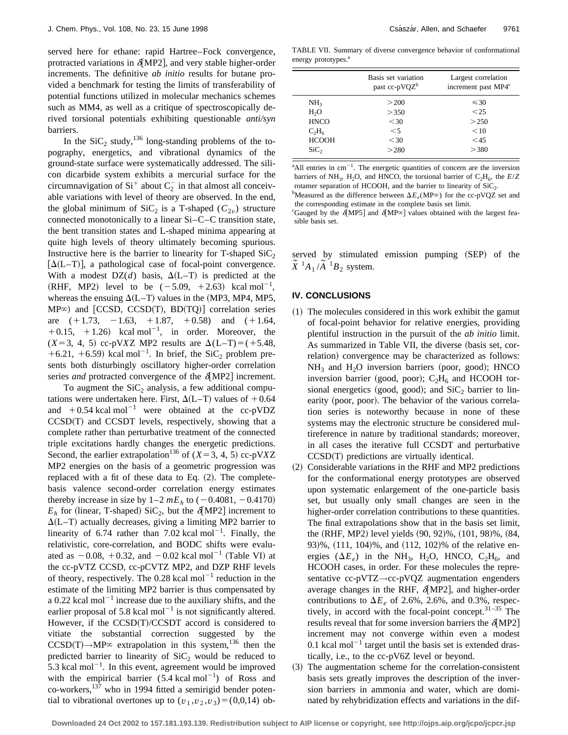served here for ethane: rapid Hartree–Fock convergence, protracted variations in $\delta$[MP2], and very stable higher-order increments. The definitive *ab initio* results for butane provided a benchmark for testing the limits of transferability of potential functions utilized in molecular mechanics schemes such as MM4, as well as a critique of spectroscopically derived torsional potentials exhibiting questionable *anti/syn* barriers.

In the $SiC_2$ study,[136] long-standing problems of the topography, energetics, and vibrational dynamics of the ground-state surface were systematically addressed. The silicon dicarbide system exhibits a mercurial surface for the circumnavigation of $Si^+$ about $C_2^-$ in that almost all conceivable variations with level of theory are observed. In the end, the global minimum of $SiC_2$ is a T-shaped ($C_{2v}$) structure connected monotonically to a linear Si–C–C transition state, the bent transition states and L-shaped minima appearing at quite high levels of theory ultimately becoming spurious. Instructive here is the barrier to linearity for T-shaped $SiC_2$ [$\Delta$(L–T)], a pathological case of focal-point convergence. With a modest DZ($d$) basis, $\Delta$(L–T) is predicted at the (RHF, MP2) level to be ($-5.09$, $+2.63$) kcal mol$^{-1}$, whereas the ensuing $\Delta$(L–T) values in the (MP3, MP4, MP5, MP$\infty$) and [CCSD, CCSD(T), BD(TQ)] correlation series are ($+1.73$, $-1.63$, $+1.87$, $+0.58$) and ($+1.64$, $+0.15$, $+1.26$) kcal mol$^{-1}$, in order. Moreover, the ($X=3$, 4, 5) cc-pV$X$Z MP2 results are $\Delta$(L–T) = ($+5.48$, $+6.21$, $+6.59$) kcal mol$^{-1}$. In brief, the $SiC_2$ problem presents both disturbingly oscillatory higher-order correlation series *and* protracted convergence of the $\delta$[MP2] increment.

To augment the $SiC_2$ analysis, a few additional computations were undertaken here. First, $\Delta$(L–T) values of $+0.64$ and $+0.54$ kcal mol$^{-1}$ were obtained at the cc-pVDZ CCSD(T) and CCSDT levels, respectively, showing that a complete rather than perturbative treatment of the connected triple excitations hardly changes the energetic predictions. Second, the earlier extrapolation[136] of ($X=3$, 4, 5) cc-pV$X$Z MP2 energies on the basis of a geometric progression was replaced with a fit of these data to Eq. (2). The complete-basis valence second-order correlation energy estimates thereby increase in size by 1–2 $mE_h$ to ($-0.4081$, $-0.4170$) $E_h$ for (linear, T-shaped) $SiC_2$, but the $\delta$[MP2] increment to $\Delta$(L–T) actually decreases, giving a limiting MP2 barrier to linearity of 6.74 rather than 7.02 kcal mol$^{-1}$. Finally, the relativistic, core-correlation, and BODC shifts were evaluated as $-0.08$, $+0.32$, and $-0.02$ kcal mol$^{-1}$ (Table VI) at the cc-pVTZ CCSD, cc-pCVTZ MP2, and DZP RHF levels of theory, respectively. The 0.28 kcal mol$^{-1}$ reduction in the estimate of the limiting MP2 barrier is thus compensated by a 0.22 kcal mol$^{-1}$ increase due to the auxiliary shifts, and the earlier proposal of 5.8 kcal mol$^{-1}$ is not significantly altered. However, if the CCSD(T)/CCSDT accord is considered to vitiate the substantial correction suggested by the CCSD(T)→MP$\infty$ extrapolation in this system,[136] then the predicted barrier to linearity of $SiC_2$ would be reduced to 5.3 kcal mol$^{-1}$. In this event, agreement would be improved with the empirical barrier (5.4 kcal mol$^{-1}$) of Ross and co-workers,[137] who in 1994 fitted a semirigid bender potential to vibrational overtones up to ($v_1$,$v_2$,$v_3$) = (0,0,14) observed by stimulated emission pumping (SEP) of the $\tilde{X}\ ^1A_1/\tilde{A}\ ^1B_2$ system.

TABLE VII. Summary of diverse convergence behavior of conformational energy prototypes.[a]

| | Basis set variation past cc-pVQZ[b] | Largest correlation increment past MP4[c] |
|---|---|---|
| $NH_3$ | >200 | ≤30 |
| $H_2O$ | >350 | <25 |
| HNCO | <30 | >250 |
| $C_2H_6$ | <5 | <10 |
| HCOOH | <30 | <45 |
| $SiC_2$ | >280 | >380 |

[a]All entries in cm$^{-1}$. The energetic quantities of concern are the inversion barriers of $NH_3$, $H_2O$, and HNCO, the torsional barrier of $C_2H_6$, the $E/Z$ rotamer separation of HCOOH, and the barrier to linearity of $SiC_2$.

[b]Measured as the difference between $\Delta E_e$(MP$\infty$) for the cc-pVQZ set and the corresponding estimate in the complete basis set limit.

[c]Gauged by the $\delta$[MP5] and $\delta$[MP$\infty$] values obtained with the largest feasible basis set.

## IV. CONCLUSIONS

(1) The molecules considered in this work exhibit the gamut of focal-point behavior for relative energies, providing plentiful instruction in the pursuit of the *ab initio* limit. As summarized in Table VII, the diverse (basis set, correlation) convergence may be characterized as follows: $NH_3$ and $H_2O$ inversion barriers (poor, good); HNCO inversion barrier (good, poor); $C_2H_6$ and HCOOH torsional energetics (good, good); and $SiC_2$ barrier to linearity (poor, poor). The behavior of the various correlation series is noteworthy because in none of these systems may the electronic structure be considered multireference in nature by traditional standards; moreover, in all cases the iterative full CCSDT and perturbative CCSD(T) predictions are virtually identical.

(2) Considerable variations in the RHF and MP2 predictions for the conformational energy prototypes are observed upon systematic enlargement of the one-particle basis set, but usually only small changes are seen in the higher-order correlation contributions to these quantities. The final extrapolations show that in the basis set limit, the (RHF, MP2) level yields (90, 92)%, (101, 98)%, (84, 93)%, (111, 104)%, and (112, 102)% of the relative energies ($\Delta E_e$) in the $NH_3$, $H_2O$, HNCO, $C_2H_6$, and HCOOH cases, in order. For these molecules the representative cc-pVTZ→cc-pVQZ augmentation engenders average changes in the RHF, $\delta$[MP2], and higher-order contributions to $\Delta E_e$ of 2.6%, 2.6%, and 0.3%, respectively, in accord with the focal-point concept.[31–35] The results reveal that for some inversion barriers the $\delta$[MP2] increment may not converge within even a modest 0.1 kcal mol$^{-1}$ target until the basis set is extended drastically, i.e., to the cc-pV6Z level or beyond.

(3) The augmentation scheme for the correlation-consistent basis sets greatly improves the description of the inversion barriers in ammonia and water, which are dominated by rehybridization effects and variations in the dif-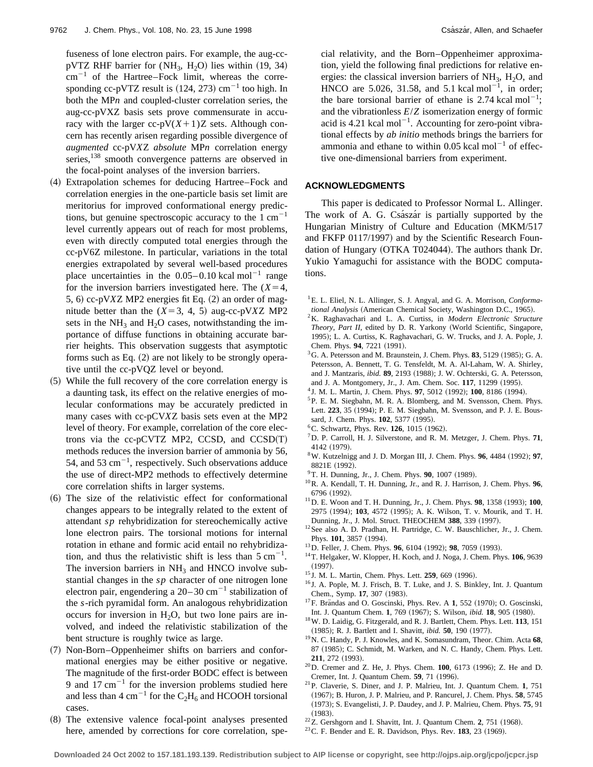fuseness of lone electron pairs. For example, the aug-cc-pVTZ RHF barrier for ($NH_3$, $H_2O$) lies within (19, 34) $cm^{-1}$ of the Hartree–Fock limit, whereas the corresponding cc-pVTZ result is (124, 273) $cm^{-1}$ too high. In both the MP*n* and coupled-cluster correlation series, the aug-cc-pV*X*Z basis sets prove commensurate in accuracy with the larger cc-pV($X$+1)Z sets. Although concern has recently arisen regarding possible divergence of *augmented* cc-pV*X*Z *absolute* MP*n* correlation energy series,[138] smooth convergence patterns are observed in the focal-point analyses of the inversion barriers.

(4) Extrapolation schemes for deducing Hartree–Fock and correlation energies in the one-particle basis set limit are meritorius for improved conformational energy predictions, but genuine spectroscopic accuracy to the 1 $cm^{-1}$ level currently appears out of reach for most problems, even with directly computed total energies through the cc-pV6Z milestone. In particular, variations in the total energies extrapolated by several well-based procedures place uncertainties in the 0.05–0.10 kcal $mol^{-1}$ range for the inversion barriers investigated here. The ($X$=4, 5, 6) cc-pV*X*Z MP2 energies fit Eq. (2) an order of magnitude better than the ($X$=3, 4, 5) aug-cc-pV*X*Z MP2 sets in the $NH_3$ and $H_2O$ cases, notwithstanding the importance of diffuse functions in obtaining accurate barrier heights. This observation suggests that asymptotic forms such as Eq. (2) are not likely to be strongly operative until the cc-pVQZ level or beyond.

(5) While the full recovery of the core correlation energy is a daunting task, its effect on the relative energies of molecular conformations may be accurately predicted in many cases with cc-pCV*X*Z basis sets even at the MP2 level of theory. For example, correlation of the core electrons via the cc-pCVTZ MP2, CCSD, and CCSD(T) methods reduces the inversion barrier of ammonia by 56, 54, and 53 $cm^{-1}$, respectively. Such observations adduce the use of direct-MP2 methods to effectively determine core correlation shifts in larger systems.

(6) The size of the relativistic effect for conformational changes appears to be integrally related to the extent of attendant *sp* rehybridization for stereochemically active lone electron pairs. The torsional motions for internal rotation in ethane and formic acid entail no rehybridization, and thus the relativistic shift is less than 5 $cm^{-1}$. The inversion barriers in $NH_3$ and HNCO involve substantial changes in the *sp* character of one nitrogen lone electron pair, engendering a 20–30 $cm^{-1}$ stabilization of the *s*-rich pyramidal form. An analogous rehybridization occurs for inversion in $H_2O$, but two lone pairs are involved, and indeed the relativistic stabilization of the bent structure is roughly twice as large.

(7) Non-Born–Oppenheimer shifts on barriers and conformational energies may be either positive or negative. The magnitude of the first-order BODC effect is between 9 and 17 $cm^{-1}$ for the inversion problems studied here and less than 4 $cm^{-1}$ for the $C_2H_6$ and HCOOH torsional cases.

(8) The extensive valence focal-point analyses presented here, amended by corrections for core correlation, special relativity, and the Born–Oppenheimer approximation, yield the following final predictions for relative energies: the classical inversion barriers of $NH_3$, $H_2O$, and HNCO are 5.026, 31.58, and 5.1 kcal $mol^{-1}$, in order; the bare torsional barrier of ethane is 2.74 kcal $mol^{-1}$; and the vibrationless *E*/*Z* isomerization energy of formic acid is 4.21 kcal $mol^{-1}$. Accounting for zero-point vibrational effects by *ab initio* methods brings the barriers for ammonia and ethane to within 0.05 kcal $mol^{-1}$ of effective one-dimensional barriers from experiment.

## ACKNOWLEDGMENTS

This paper is dedicated to Professor Normal L. Allinger. The work of A. G. Császár is partially supported by the Hungarian Ministry of Culture and Education (MKM/517 and FKFP 0117/1997) and by the Scientific Research Foundation of Hungary (OTKA T024044). The authors thank Dr. Yukio Yamaguchi for assistance with the BODC computations.

[1] E. L. Eliel, N. L. Allinger, S. J. Angyal, and G. A. Morrison, *Conformational Analysis* (American Chemical Society, Washington D.C., 1965).
[2] K. Raghavachari and L. A. Curtiss, in *Modern Electronic Structure Theory, Part II*, edited by D. R. Yarkony (World Scientific, Singapore, 1995); L. A. Curtiss, K. Raghavachari, G. W. Trucks, and J. A. Pople, J. Chem. Phys. **94**, 7221 (1991).
[3] G. A. Petersson and M. Braunstein, J. Chem. Phys. **83**, 5129 (1985); G. A. Petersson, A. Bennett, T. G. Tensfeldt, M. A. Al-Laham, W. A. Shirley, and J. Mantzaris, *ibid.* **89**, 2193 (1988); J. W. Ochterski, G. A. Petersson, and J. A. Montgomery, Jr., J. Am. Chem. Soc. **117**, 11299 (1995).
[4] J. M. L. Martin, J. Chem. Phys. **97**, 5012 (1992); **100**, 8186 (1994).
[5] P. E. M. Siegbahn, M. R. A. Blomberg, and M. Svensson, Chem. Phys. Lett. **223**, 35 (1994); P. E. M. Siegbahn, M. Svensson, and P. J. E. Boussard, J. Chem. Phys. **102**, 5377 (1995).
[6] C. Schwartz, Phys. Rev. **126**, 1015 (1962).
[7] D. P. Carroll, H. J. Silverstone, and R. M. Metzger, J. Chem. Phys. **71**, 4142 (1979).
[8] W. Kutzelnigg and J. D. Morgan III, J. Chem. Phys. **96**, 4484 (1992); **97**, 8821E (1992).
[9] T. H. Dunning, Jr., J. Chem. Phys. **90**, 1007 (1989).
[10] R. A. Kendall, T. H. Dunning, Jr., and R. J. Harrison, J. Chem. Phys. **96**, 6796 (1992).
[11] D. E. Woon and T. H. Dunning, Jr., J. Chem. Phys. **98**, 1358 (1993); **100**, 2975 (1994); **103**, 4572 (1995); A. K. Wilson, T. v. Mourik, and T. H. Dunning, Jr., J. Mol. Struct. THEOCHEM **388**, 339 (1997).
[12] See also A. D. Pradhan, H. Partridge, C. W. Bauschlicher, Jr., J. Chem. Phys. **101**, 3857 (1994).
[13] D. Feller, J. Chem. Phys. **96**, 6104 (1992); **98**, 7059 (1993).
[14] T. Helgaker, W. Klopper, H. Koch, and J. Noga, J. Chem. Phys. **106**, 9639 (1997).
[15] J. M. L. Martin, Chem. Phys. Lett. **259**, 669 (1996).
[16] J. A. Pople, M. J. Frisch, B. T. Luke, and J. S. Binkley, Int. J. Quantum Chem., Symp. **17**, 307 (1983).
[17] F. Brändas and O. Goscinski, Phys. Rev. A **1**, 552 (1970); O. Goscinski, Int. J. Quantum Chem. **1**, 769 (1967); S. Wilson, *ibid.* **18**, 905 (1980).
[18] W. D. Laidig, G. Fitzgerald, and R. J. Bartlett, Chem. Phys. Lett. **113**, 151 (1985); R. J. Bartlett and I. Shavitt, *ibid.* **50**, 190 (1977).
[19] N. C. Handy, P. J. Knowles, and K. Somasundram, Theor. Chim. Acta **68**, 87 (1985); C. Schmidt, M. Warken, and N. C. Handy, Chem. Phys. Lett. **211**, 272 (1993).
[20] D. Cremer and Z. He, J. Phys. Chem. **100**, 6173 (1996); Z. He and D. Cremer, Int. J. Quantum Chem. **59**, 71 (1996).
[21] P. Claverie, S. Diner, and J. P. Malrieu, Int. J. Quantum Chem. **1**, 751 (1967); B. Huron, J. P. Malrieu, and P. Rancurel, J. Chem. Phys. **58**, 5745 (1973); S. Evangelisti, J. P. Daudey, and J. P. Malrieu, Chem. Phys. **75**, 91 (1983).
[22] Z. Gershgorn and I. Shavitt, Int. J. Quantum Chem. **2**, 751 (1968).
[23] C. F. Bender and E. R. Davidson, Phys. Rev. **183**, 23 (1969).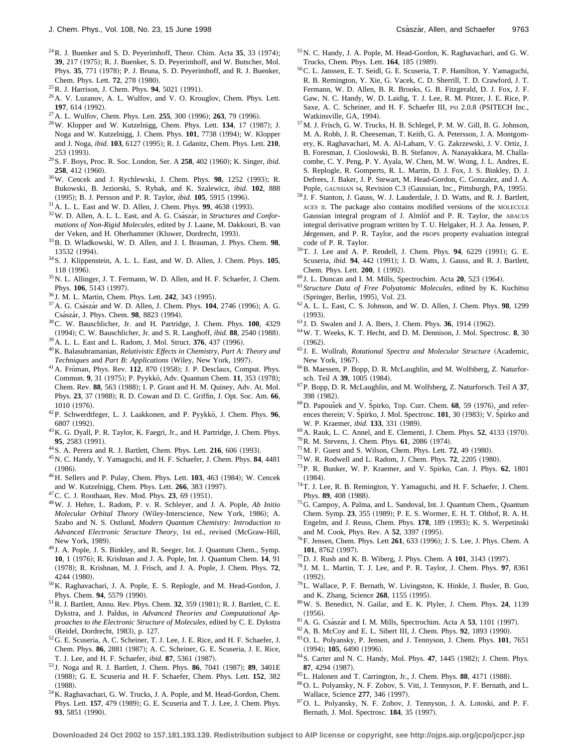[24] R. J. Buenker and S. D. Peyerimhoff, Theor. Chim. Acta **35**, 33 (1974); **39**, 217 (1975); R. J. Buenker, S. D. Peyerimhoff, and W. Butscher, Mol. Phys. **35**, 771 (1978); P. J. Bruna, S. D. Peyerimhoff, and R. J. Buenker, Chem. Phys. Lett. **72**, 278 (1980).

[25] R. J. Harrison, J. Chem. Phys. **94**, 5021 (1991).

[26] A. V. Luzanov, A. L. Wulfov, and V. O. Krouglov, Chem. Phys. Lett. **197**, 614 (1992).

[27] A. L. Wulfov, Chem. Phys. Lett. **255**, 300 (1996); **263**, 79 (1996).

[28] W. Klopper and W. Kutzelnigg, Chem. Phys. Lett. **134**, 17 (1987); J. Noga and W. Kutzelnigg, J. Chem. Phys. **101**, 7738 (1994); W. Klopper and J. Noga, *ibid.* **103**, 6127 (1995); R. J. Gdanitz, Chem. Phys. Lett. **210**, 253 (1993).

[29] S. F. Boys, Proc. R. Soc. London, Ser. A **258**, 402 (1960); K. Singer, *ibid.* **258**, 412 (1960).

[30] W. Cencek and J. Rychlewski, J. Chem. Phys. **98**, 1252 (1993); R. Bukowski, B. Jeziorski, S. Rybak, and K. Szalewicz, *ibid.* **102**, 888 (1995); B. J. Persson and P. R. Taylor, *ibid.* **105**, 5915 (1996).

[31] A. L. L. East and W. D. Allen, J. Chem. Phys. **99**, 4638 (1993).

[32] W. D. Allen, A. L. L. East, and A. G. Császár, in *Structures and Conformations of Non-Rigid Molecules*, edited by J. Laane, M. Dakkouri, B. van der Veken, and H. Oberhammer (Kluwer, Dordrecht, 1993).

[33] B. D. Wladkowski, W. D. Allen, and J. I. Brauman, J. Phys. Chem. **98**, 13532 (1994).

[34] S. J. Klippenstein, A. L. L. East, and W. D. Allen, J. Chem. Phys. **105**, 118 (1996).

[35] N. L. Allinger, J. T. Fermann, W. D. Allen, and H. F. Schaefer, J. Chem. Phys. **106**, 5143 (1997).

[36] J. M. L. Martin, Chem. Phys. Lett. **242**, 343 (1995).

[37] A. G. Császár and W. D. Allen, J. Chem. Phys. **104**, 2746 (1996); A. G. Császár, J. Phys. Chem. **98**, 8823 (1994).

[38] C. W. Bauschlicher, Jr. and H. Partridge, J. Chem. Phys. **100**, 4329 (1994); C. W. Bauschlicher, Jr. and S. R. Langhoff, *ibid.* **88**, 2540 (1988).

[39] A. L. L. East and L. Radom, J. Mol. Struct. **376**, 437 (1996).

[40] K. Balasubramanian, *Relativistic Effects in Chemistry, Part A: Theory and Techniques* and *Part B: Applications* (Wiley, New York, 1997).

[41] A. Fröman, Phys. Rev. **112**, 870 (1958); J. P. Desclaux, Comput. Phys. Commun. **9**, 31 (1975); P. Pyykkö, Adv. Quantum Chem. **11**, 353 (1978); Chem. Rev. **88**, 563 (1988); I. P. Grant and H. M. Quiney, Adv. At. Mol. Phys. **23**, 37 (1988); R. D. Cowan and D. C. Griffin, J. Opt. Soc. Am. **66**, 1010 (1976).

[42] P. Schwerdtfeger, L. J. Laakkonen, and P. Pyykkö, J. Chem. Phys. **96**, 6807 (1992).

[43] K. G. Dyall, P. R. Taylor, K. Faegri, Jr., and H. Partridge, J. Chem. Phys. **95**, 2583 (1991).

[44] S. A. Perera and R. J. Bartlett, Chem. Phys. Lett. **216**, 606 (1993).

[45] N. C. Handy, Y. Yamaguchi, and H. F. Schaefer, J. Chem. Phys. **84**, 4481 (1986).

[46] H. Sellers and P. Pulay, Chem. Phys. Lett. **103**, 463 (1984); W. Cencek and W. Kutzelnigg, Chem. Phys. Lett. **266**, 383 (1997).

[47] C. C. J. Roothaan, Rev. Mod. Phys. **23**, 69 (1951).

[48] W. J. Hehre, L. Radom, P. v. R. Schleyer, and J. A. Pople, *Ab Initio Molecular Orbital Theory* (Wiley-Interscience, New York, 1986); A. Szabo and N. S. Ostlund, *Modern Quantum Chemistry: Introduction to Advanced Electronic Structure Theory*, 1st ed., revised (McGraw-Hill, New York, 1989).

[49] J. A. Pople, J. S. Binkley, and R. Seeger, Int. J. Quantum Chem., Symp. **10**, 1 (1976); R. Krishnan and J. A. Pople, Int. J. Quantum Chem. **14**, 91 (1978); R. Krishnan, M. J. Frisch, and J. A. Pople, J. Chem. Phys. **72**, 4244 (1980).

[50] K. Raghavachari, J. A. Pople, E. S. Replogle, and M. Head-Gordon, J. Phys. Chem. **94**, 5579 (1990).

[51] R. J. Bartlett, Annu. Rev. Phys. Chem. **32**, 359 (1981); R. J. Bartlett, C. E. Dykstra, and J. Paldus, in *Advanced Theories and Computational Approaches to the Electronic Structure of Molecules*, edited by C. E. Dykstra (Reidel, Dordrecht, 1983), p. 127.

[52] G. E. Scuseria, A. C. Scheiner, T. J. Lee, J. E. Rice, and H. F. Schaefer, J. Chem. Phys. **86**, 2881 (1987); A. C. Scheiner, G. E. Scuseria, J. E. Rice, T. J. Lee, and H. F. Schaefer, *ibid.* **87**, 5361 (1987).

[53] J. Noga and R. J. Bartlett, J. Chem. Phys. **86**, 7041 (1987); **89**, 3401E (1988); G. E. Scuseria and H. F. Schaefer, Chem. Phys. Lett. **152**, 382 (1988).

[54] K. Raghavachari, G. W. Trucks, J. A. Pople, and M. Head-Gordon, Chem. Phys. Lett. **157**, 479 (1989); G. E. Scuseria and T. J. Lee, J. Chem. Phys. **93**, 5851 (1990).

[55] N. C. Handy, J. A. Pople, M. Head-Gordon, K. Raghavachari, and G. W. Trucks, Chem. Phys. Lett. **164**, 185 (1989).

[56] C. L. Janssen, E. T. Seidl, G. E. Scuseria, T. P. Hamilton, Y. Yamaguchi, R. B. Remington, Y. Xie, G. Vacek, C. D. Sherrill, T. D. Crawford, J. T. Fermann, W. D. Allen, B. R. Brooks, G. B. Fitzgerald, D. J. Fox, J. F. Gaw, N. C. Handy, W. D. Laidig, T. J. Lee, R. M. Pitzer, J. E. Rice, P. Saxe, A. C. Scheiner, and H. F. Schaefer III, PSI 2.0.8 (PSITECH Inc., Watkinsville, GA, 1994).

[57] M. J. Frisch, G. W. Trucks, H. B. Schlegel, P. M. W. Gill, B. G. Johnson, M. A. Robb, J. R. Cheeseman, T. Keith, G. A. Petersson, J. A. Montgomery, K. Raghavachari, M. A. Al-Laham, V. G. Zakrzewski, J. V. Ortiz, J. B. Foresman, J. Cioslowski, B. B. Stefanov, A. Nanayakkara, M. Challacombe, C. Y. Peng, P. Y. Ayala, W. Chen, M. W. Wong, J. L. Andres, E. S. Replogle, R. Gomperts, R. L. Martin, D. J. Fox, J. S. Binkley, D. J. Defrees, J. Baker, J. P. Stewart, M. Head-Gordon, C. Gonzalez, and J. A. Pople, GAUSSIAN 94, Revision C.3 (Gaussian, Inc., Pittsburgh, PA, 1995).

[58] J. F. Stanton, J. Gauss, W. J. Lauderdale, J. D. Watts, and R. J. Bartlett, ACES II. The package also contains modified versions of the MOLECULE Gaussian integral program of J. Almlöf and P. R. Taylor, the ABACUS integral derivative program written by T. U. Helgaker, H. J. Aa. Jensen, P. Jørgensen, and P. R. Taylor, and the PROPS property evaluation integral code of P. R. Taylor.

[59] T. J. Lee and A. P. Rendell, J. Chem. Phys. **94**, 6229 (1991); G. E. Scuseria, *ibid.* **94**, 442 (1991); J. D. Watts, J. Gauss, and R. J. Bartlett, Chem. Phys. Lett. **200**, 1 (1992).

[60] J. L. Duncan and I. M. Mills, Spectrochim. Acta **20**, 523 (1964).

[61] *Structure Data of Free Polyatomic Molecules*, edited by K. Kuchitsu (Springer, Berlin, 1995), Vol. 23.

[62] A. L. L. East, C. S. Johnson, and W. D. Allen, J. Chem. Phys. **98**, 1299 (1993).

[63] J. D. Swalen and J. A. Ibers, J. Chem. Phys. **36**, 1914 (1962).

[64] W. T. Weeks, K. T. Hecht, and D. M. Dennison, J. Mol. Spectrosc. **8**, 30 (1962).

[65] J. E. Wollrab, *Rotational Spectra and Molecular Structure* (Academic, New York, 1967).

[66] B. Maessen, P. Bopp, D. R. McLaughlin, and M. Wolfsberg, Z. Naturforsch. Teil A **39**, 1005 (1984).

[67] P. Bopp, D. R. McLaughlin, and M. Wolfsberg, Z. Naturforsch. Teil A **37**, 398 (1982).

[68] D. Papoušek and V. Špirko, Top. Curr. Chem. **68**, 59 (1976), and references therein; V. Špirko, J. Mol. Spectrosc. **101**, 30 (1983); V. Špirko and W. P. Kraemer, *ibid.* **133**, 331 (1989).

[69] A. Rauk, L. C. Annel, and E. Clementi, J. Chem. Phys. **52**, 4133 (1970).

[70] R. M. Stevens, J. Chem. Phys. **61**, 2086 (1974).

[71] M. F. Guest and S. Wilson, Chem. Phys. Lett. **72**, 49 (1980).

[72] W. R. Rodwell and L. Radom, J. Chem. Phys. **72**, 2205 (1980).

[73] P. R. Bunker, W. P. Kraemer, and V. Spirko, Can. J. Phys. **62**, 1801 (1984).

[74] T. J. Lee, R. B. Remington, Y. Yamaguchi, and H. F. Schaefer, J. Chem. Phys. **89**, 408 (1988).

[75] G. Campoy, A. Palma, and L. Sandoval, Int. J. Quantum Chem., Quantum Chem. Symp. **23**, 355 (1989); P. E. S. Wormer, E. H. T. Olthof, R. A. H. Engelm, and J. Reuss, Chem. Phys. **178**, 189 (1993); K. S. Werpetinski and M. Cook, Phys. Rev. A **52**, 3397 (1995).

[76] F. Jensen, Chem. Phys. Lett **261**, 633 (1996); J. S. Lee, J. Phys. Chem. A **101**, 8762 (1997).

[77] D. J. Rush and K. B. Wiberg, J. Phys. Chem. A **101**, 3143 (1997).

[78] J. M. L. Martin, T. J. Lee, and P. R. Taylor, J. Chem. Phys. **97**, 8361 (1992).

[79] L. Wallace, P. F. Bernath, W. Livingston, K. Hinkle, J. Busler, B. Guo, and K. Zhang, Science **268**, 1155 (1995).

[80] W. S. Benedict, N. Gailar, and E. K. Plyler, J. Chem. Phys. **24**, 1139 (1956).

[81] A. G. Császár and I. M. Mills, Spectrochim. Acta A **53**, 1101 (1997).

[82] A. B. McCoy and E. L. Sibert III, J. Chem. Phys. **92**, 1893 (1990).

[83] O. L. Polyansky, P. Jensen, and J. Tennyson, J. Chem. Phys. **101**, 7651 (1994); **105**, 6490 (1996).

[84] S. Carter and N. C. Handy, Mol. Phys. **47**, 1445 (1982); J. Chem. Phys. **87**, 4294 (1987).

[85] L. Halonen and T. Carrington, Jr., J. Chem. Phys. **88**, 4171 (1988).

[86] O. L. Polyansky, N. F. Zobov, S. Viti, J. Tennyson, P. F. Bernath, and L. Wallace, Science **277**, 346 (1997).

[87] O. L. Polyansky, N. F. Zobov, J. Tennyson, J. A. Lotoski, and P. F. Bernath, J. Mol. Spectrosc. **184**, 35 (1997).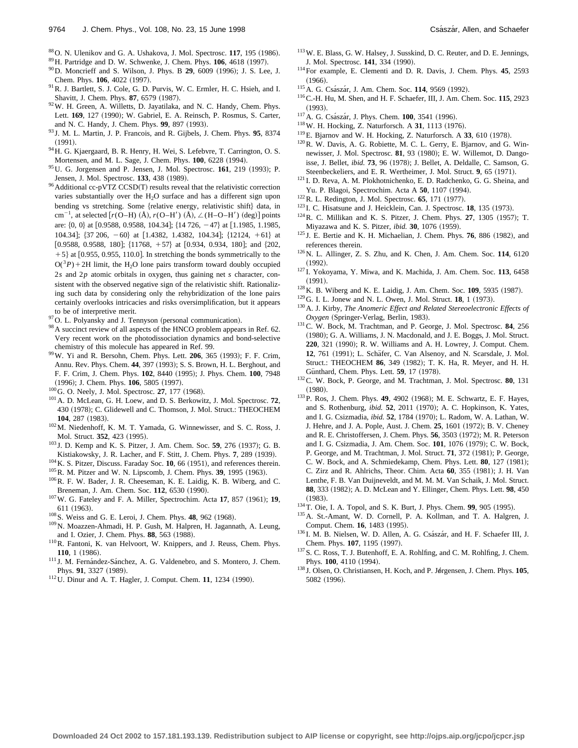[88] O. N. Ulenikov and G. A. Ushakova, J. Mol. Spectrosc. **117**, 195 (1986).

[89] H. Partridge and D. W. Schwenke, J. Chem. Phys. **106**, 4618 (1997).

[90] D. Moncrieff and S. Wilson, J. Phys. B **29**, 6009 (1996); J. S. Lee, J. Chem. Phys. **106**, 4022 (1997).

[91] R. J. Bartlett, S. J. Cole, G. D. Purvis, W. C. Ermler, H. C. Hsieh, and I. Shavitt, J. Chem. Phys. **87**, 6579 (1987).

[92] W. H. Green, A. Willetts, D. Jayatilaka, and N. C. Handy, Chem. Phys. Lett. **169**, 127 (1990); W. Gabriel, E. A. Reinsch, P. Rosmus, S. Carter, and N. C. Handy, J. Chem. Phys. **99**, 897 (1993).

[93] J. M. L. Martin, J. P. Francois, and R. Gijbels, J. Chem. Phys. **95**, 8374 (1991).

[94] H. G. Kjaergaard, B. R. Henry, H. Wei, S. Lefebvre, T. Carrington, O. S. Mortensen, and M. L. Sage, J. Chem. Phys. **100**, 6228 (1994).

[95] U. G. Jorgensen and P. Jensen, J. Mol. Spectrosc. **161**, 219 (1993); P. Jensen, J. Mol. Spectrosc. **133**, 438 (1989).

[96] Additional cc-pVTZ CCSD(T) results reveal that the relativistic correction varies substantially over the $H_2O$ surface and has a different sign upon bending vs stretching. Some {relative energy, relativistic shift} data, in $cm^{-1}$, at selected [$r$(O–H) (Å), $r$(O–H′) (Å), ∠(H–O–H′) (deg)] points are: {0, 0} at [0.9588, 0.9588, 104.34]; {14 726, −47} at [1.1985, 1.1985, 104.34]; {37 206, −60} at [1.4382, 1.4382, 104.34]; {12124, +61} at [0.9588, 0.9588, 180]; {11768, +57} at [0.934, 0.934, 180]; and {202, +5} at [0.955, 0.955, 110.0]. In stretching the bonds symmetrically to the $O(^3P)+2H$ limit, the $H_2O$ lone pairs transform toward doubly occupied $2s$ and $2p$ atomic orbitals in oxygen, thus gaining net $s$ character, consistent with the observed negative sign of the relativistic shift. Rationalizing such data by considering only the rehybridization of the lone pairs certainly overlooks intricacies and risks oversimplification, but it appears to be of interpretive merit.

[97] O. L. Polyansky and J. Tennyson (personal communication).

[98] A succinct review of all aspects of the HNCO problem appears in Ref. 62. Very recent work on the photodissociation dynamics and bond-selective chemistry of this molecule has appeared in Ref. 99.

[99] W. Yi and R. Bersohn, Chem. Phys. Lett. **206**, 365 (1993); F. F. Crim, Annu. Rev. Phys. Chem. **44**, 397 (1993); S. S. Brown, H. L. Berghout, and F. F. Crim, J. Chem. Phys. **102**, 8440 (1995); J. Phys. Chem. **100**, 7948 (1996); J. Chem. Phys. **106**, 5805 (1997).

[100] G. O. Neely, J. Mol. Spectrosc. **27**, 177 (1968).

[101] A. D. McLean, G. H. Loew, and D. S. Berkowitz, J. Mol. Spectrosc. **72**, 430 (1978); C. Glidewell and C. Thomson, J. Mol. Struct.: THEOCHEM **104**, 287 (1983).

[102] M. Niedenhoff, K. M. T. Yamada, G. Winnewisser, and S. C. Ross, J. Mol. Struct. **352**, 423 (1995).

[103] J. D. Kemp and K. S. Pitzer, J. Am. Chem. Soc. **59**, 276 (1937); G. B. Kistiakowsky, J. R. Lacher, and F. Stitt, J. Chem. Phys. **7**, 289 (1939).

[104] K. S. Pitzer, Discuss. Faraday Soc. **10**, 66 (1951), and references therein.

[105] R. M. Pitzer and W. N. Lipscomb, J. Chem. Phys. **39**, 1995 (1963).

[106] R. F. W. Bader, J. R. Cheeseman, K. E. Laidig, K. B. Wiberg, and C. Breneman, J. Am. Chem. Soc. **112**, 6530 (1990).

[107] W. G. Fateley and F. A. Miller, Spectrochim. Acta **17**, 857 (1961); **19**, 611 (1963).

[108] S. Weiss and G. E. Leroi, J. Chem. Phys. **48**, 962 (1968).

[109] N. Moazzen-Ahmadi, H. P. Gush, M. Halpern, H. Jagannath, A. Leung, and I. Ozier, J. Chem. Phys. **88**, 563 (1988).

[110] R. Fantoni, K. van Helvoort, W. Knippers, and J. Reuss, Chem. Phys. **110**, 1 (1986).

[111] J. M. Fernández-Sánchez, A. G. Valdenebro, and S. Montero, J. Chem. Phys. **91**, 3327 (1989).

[112] U. Dinur and A. T. Hagler, J. Comput. Chem. **11**, 1234 (1990).

[113] W. E. Blass, G. W. Halsey, J. Susskind, D. C. Reuter, and D. E. Jennings, J. Mol. Spectrosc. **141**, 334 (1990).

[114] For example, E. Clementi and D. R. Davis, J. Chem. Phys. **45**, 2593 (1966).

[115] A. G. Császár, J. Am. Chem. Soc. **114**, 9569 (1992).

[116] C.-H. Hu, M. Shen, and H. F. Schaefer, III, J. Am. Chem. Soc. **115**, 2923 (1993).

[117] A. G. Császár, J. Phys. Chem. **100**, 3541 (1996).

[118] W. H. Hocking, Z. Naturforsch. A **31**, 1113 (1976).

[119] E. Bjarnov and W. H. Hocking, Z. Naturforsch. A **33**, 610 (1978).

[120] R. W. Davis, A. G. Robiette, M. C. L. Gerry, E. Bjarnov, and G. Winnewisser, J. Mol. Spectrosc. **81**, 93 (1980); E. W. Willemot, D. Dangoisse, J. Bellet, *ibid.* **73**, 96 (1978); J. Bellet, A. Deldalle, C. Samson, G. Steenbeckeliers, and E. R. Wertheimer, J. Mol. Struct. **9**, 65 (1971).

[121] I. D. Reva, A. M. Plokhotnichenko, E. D. Radchenko, G. G. Sheina, and Yu. P. Blagoi, Spectrochim. Acta A **50**, 1107 (1994).

[122] R. L. Redington, J. Mol. Spectrosc. **65**, 171 (1977).

[123] I. C. Hisatsune and J. Heicklein, Can. J. Spectrosc. **18**, 135 (1973).

[124] R. C. Millikan and K. S. Pitzer, J. Chem. Phys. **27**, 1305 (1957); T. Miyazawa and K. S. Pitzer, *ibid.* **30**, 1076 (1959).

[125] J. E. Bertie and K. H. Michaelian, J. Chem. Phys. **76**, 886 (1982), and references therein.

[126] N. L. Allinger, Z. S. Zhu, and K. Chen, J. Am. Chem. Soc. **114**, 6120 (1992).

[127] I. Yokoyama, Y. Miwa, and K. Machida, J. Am. Chem. Soc. **113**, 6458 (1991).

[128] K. B. Wiberg and K. E. Laidig, J. Am. Chem. Soc. **109**, 5935 (1987).

[129] G. I. L. Jonew and N. L. Owen, J. Mol. Struct. **18**, 1 (1973).

[130] A. J. Kirby, *The Anomeric Effect and Related Stereoelectronic Effects of Oxygen* (Springer-Verlag, Berlin, 1983).

[131] C. W. Bock, M. Trachtman, and P. George, J. Mol. Spectrosc. **84**, 256 (1980); G. A. Williams, J. N. Macdonald, and J. E. Boggs, J. Mol. Struct. **220**, 321 (1990); R. W. Williams and A. H. Lowrey, J. Comput. Chem. **12**, 761 (1991); L. Schäfer, C. Van Alsenoy, and N. Scarsdale, J. Mol. Struct.: THEOCHEM **86**, 349 (1982); T. K. Ha, R. Meyer, and H. H. Günthard, Chem. Phys. Lett. **59**, 17 (1978).

[132] C. W. Bock, P. George, and M. Trachtman, J. Mol. Spectrosc. **80**, 131 (1980).

[133] P. Ros, J. Chem. Phys. **49**, 4902 (1968); M. E. Schwartz, E. F. Hayes, and S. Rothenburg, *ibid.* **52**, 2011 (1970); A. C. Hopkinson, K. Yates, and I. G. Csizmadia, *ibid.* **52**, 1784 (1970); L. Radom, W. A. Lathan, W. J. Hehre, and J. A. Pople, Aust. J. Chem. **25**, 1601 (1972); B. V. Cheney and R. E. Christoffersen, J. Chem. Phys. **56**, 3503 (1972); M. R. Peterson and I. G. Csizmadia, J. Am. Chem. Soc. **101**, 1076 (1979); C. W. Bock, P. George, and M. Trachtman, J. Mol. Struct. **71**, 372 (1981); P. George, C. W. Bock, and A. Schmiedekamp, Chem. Phys. Lett. **80**, 127 (1981); C. Zirz and R. Ahlrichs, Theor. Chim. Acta **60**, 355 (1981); J. H. Van Lenthe, F. B. Van Duijneveldt, and M. M. M. Van Schaik, J. Mol. Struct. **88**, 333 (1982); A. D. McLean and Y. Ellinger, Chem. Phys. Lett. **98**, 450 (1983).

[134] T. Oie, I. A. Topol, and S. K. Burt, J. Phys. Chem. **99**, 905 (1995).

[135] A. St.-Amant, W. D. Cornell, P. A. Kollman, and T. A. Halgren, J. Comput. Chem. **16**, 1483 (1995).

[136] I. M. B. Nielsen, W. D. Allen, A. G. Császár, and H. F. Schaefer III, J. Chem. Phys. **107**, 1195 (1997).

[137] S. C. Ross, T. J. Butenhoff, E. A. Rohlfing, and C. M. Rohlfing, J. Chem. Phys. **100**, 4110 (1994).

[138] J. Olsen, O. Christiansen, H. Koch, and P. Jørgensen, J. Chem. Phys. **105**, 5082 (1996).